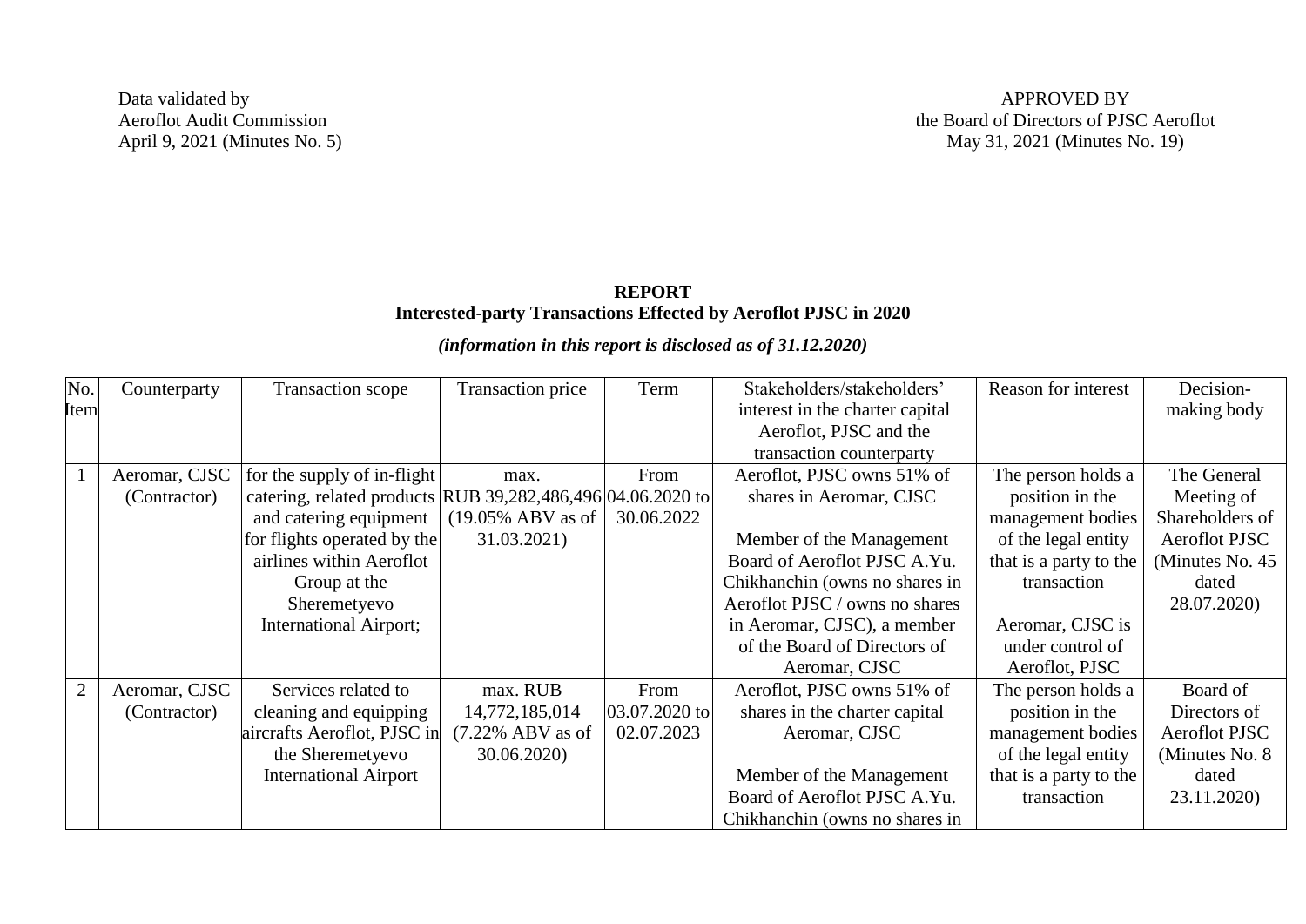Data validated by
Aeroflot Audit Commission
April 9, 2021 (Minutes No. 5)

APPROVED BY
the Board of Directors of PJSC Aeroflot
May 31, 2021 (Minutes No. 19)

# REPORT
## Interested-party Transactions Effected by Aeroflot PJSC in 2020

***(information in this report is disclosed as of 31.12.2020)***

| No. Item | Counterparty | Transaction scope | Transaction price | Term | Stakeholders/stakeholders' interest in the charter capital Aeroflot, PJSC and the transaction counterparty | Reason for interest | Decision-making body |
|---|---|---|---|---|---|---|---|
| 1 | Aeromar, CJSC (Contractor) | for the supply of in-flight catering, related products and catering equipment for flights operated by the airlines within Aeroflot Group at the Sheremetyevo International Airport; | max. RUB 39,282,486,496 (19.05% ABV as of 31.03.2021) | From 04.06.2020 to 30.06.2022 | Aeroflot, PJSC owns 51% of shares in Aeromar, CJSC<br><br>Member of the Management Board of Aeroflot PJSC A.Yu. Chikhanchin (owns no shares in Aeroflot PJSC / owns no shares in Aeromar, CJSC), a member of the Board of Directors of Aeromar, CJSC | The person holds a position in the management bodies of the legal entity that is a party to the transaction<br><br>Aeromar, CJSC is under control of Aeroflot, PJSC | The General Meeting of Shareholders of Aeroflot PJSC (Minutes No. 45 dated 28.07.2020) |
| 2 | Aeromar, CJSC (Contractor) | Services related to cleaning and equipping aircrafts Aeroflot, PJSC in the Sheremetyevo International Airport | max. RUB 14,772,185,014 (7.22% ABV as of 30.06.2020) | From 03.07.2020 to 02.07.2023 | Aeroflot, PJSC owns 51% of shares in the charter capital Aeromar, CJSC<br><br>Member of the Management Board of Aeroflot PJSC A.Yu. Chikhanchin (owns no shares in | The person holds a position in the management bodies of the legal entity that is a party to the transaction | Board of Directors of Aeroflot PJSC (Minutes No. 8 dated 23.11.2020) |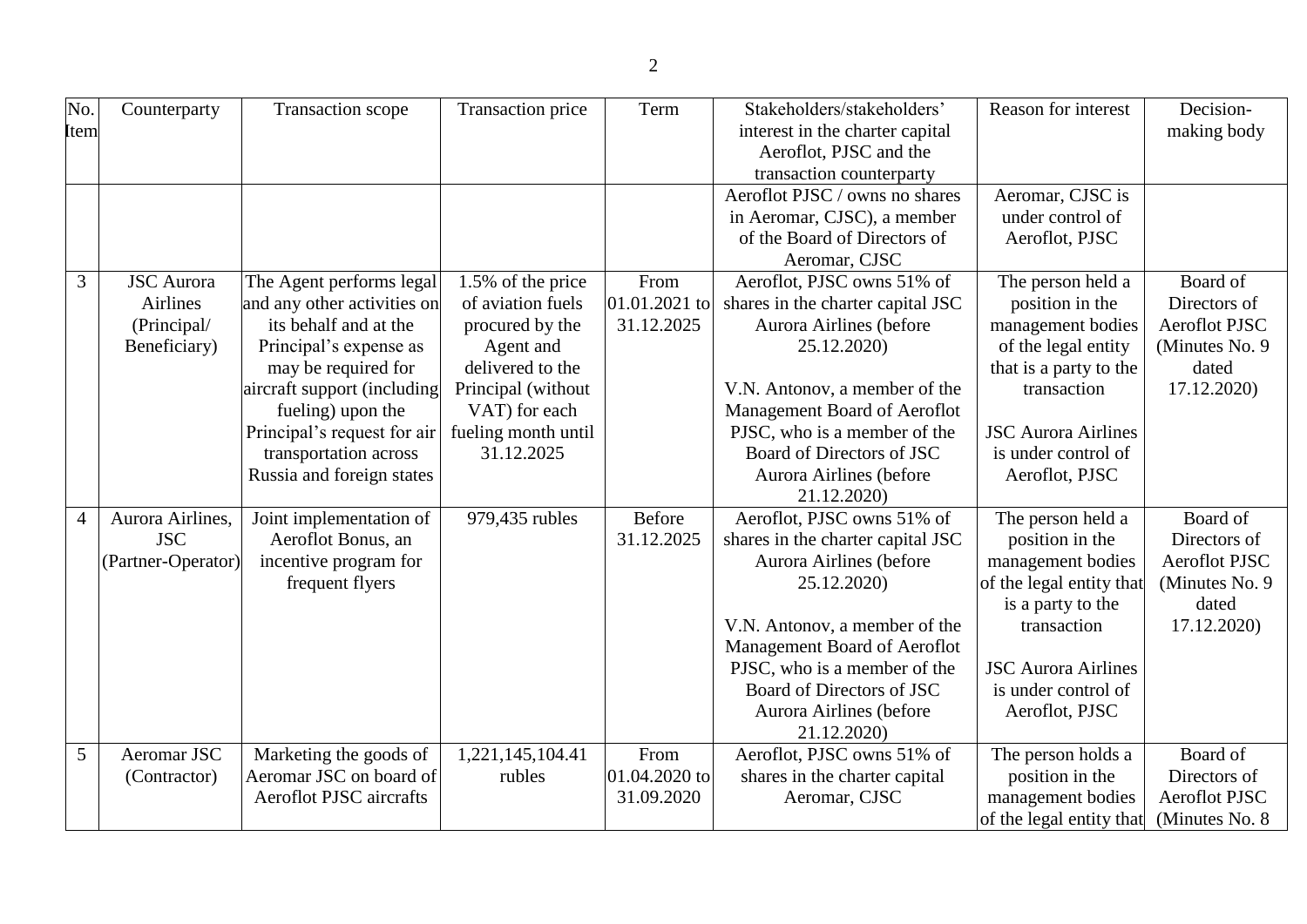| No. Item | Counterparty | Transaction scope | Transaction price | Term | Stakeholders/stakeholders' interest in the charter capital Aeroflot, PJSC and the transaction counterparty | Reason for interest | Decision-making body |
|---|---|---|---|---|---|---|---|
| | | | | | Aeroflot PJSC / owns no shares in Aeromar, CJSC), a member of the Board of Directors of Aeromar, CJSC | Aeromar, CJSC is under control of Aeroflot, PJSC | |
| 3 | JSC Aurora Airlines (Principal/ Beneficiary) | The Agent performs legal and any other activities on its behalf and at the Principal's expense as may be required for aircraft support (including fueling) upon the Principal's request for air transportation across Russia and foreign states | 1.5% of the price of aviation fuels procured by the Agent and delivered to the Principal (without VAT) for each fueling month until 31.12.2025 | From 01.01.2021 to 31.12.2025 | Aeroflot, PJSC owns 51% of shares in the charter capital JSC Aurora Airlines (before 25.12.2020)<br><br>V.N. Antonov, a member of the Management Board of Aeroflot PJSC, who is a member of the Board of Directors of JSC Aurora Airlines (before 21.12.2020) | The person held a position in the management bodies of the legal entity that is a party to the transaction<br><br>JSC Aurora Airlines is under control of Aeroflot, PJSC | Board of Directors of Aeroflot PJSC (Minutes No. 9 dated 17.12.2020) |
| 4 | Aurora Airlines, JSC (Partner-Operator) | Joint implementation of Aeroflot Bonus, an incentive program for frequent flyers | 979,435 rubles | Before 31.12.2025 | Aeroflot, PJSC owns 51% of shares in the charter capital JSC Aurora Airlines (before 25.12.2020)<br><br>V.N. Antonov, a member of the Management Board of Aeroflot PJSC, who is a member of the Board of Directors of JSC Aurora Airlines (before 21.12.2020) | The person held a position in the management bodies of the legal entity that is a party to the transaction<br><br>JSC Aurora Airlines is under control of Aeroflot, PJSC | Board of Directors of Aeroflot PJSC (Minutes No. 9 dated 17.12.2020) |
| 5 | Aeromar JSC (Contractor) | Marketing the goods of Aeromar JSC on board of Aeroflot PJSC aircrafts | 1,221,145,104.41 rubles | From 01.04.2020 to 31.09.2020 | Aeroflot, PJSC owns 51% of shares in the charter capital Aeromar, CJSC | The person holds a position in the management bodies of the legal entity that | Board of Directors of Aeroflot PJSC (Minutes No. 8 |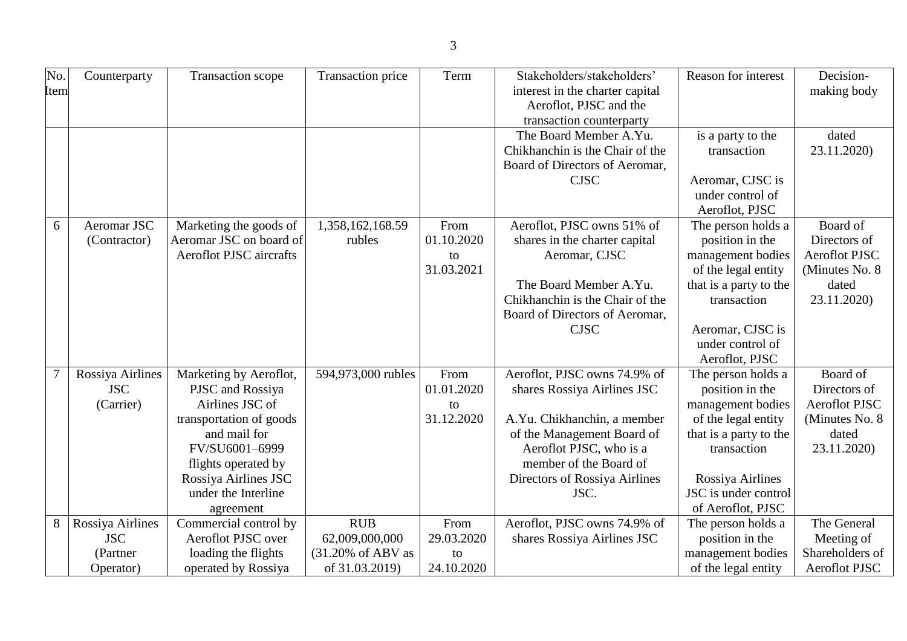| No. Item | Counterparty | Transaction scope | Transaction price | Term | Stakeholders/stakeholders' interest in the charter capital Aeroflot, PJSC and the transaction counterparty | Reason for interest | Decision-making body |
|---|---|---|---|---|---|---|---|
| | | | | | The Board Member A.Yu. Chikhanchin is the Chair of the Board of Directors of Aeromar, CJSC | is a party to the transaction<br><br>Aeromar, CJSC is under control of Aeroflot, PJSC | dated 23.11.2020) |
| 6 | Aeromar JSC (Contractor) | Marketing the goods of Aeromar JSC on board of Aeroflot PJSC aircrafts | 1,358,162,168.59 rubles | From 01.10.2020 to 31.03.2021 | Aeroflot, PJSC owns 51% of shares in the charter capital Aeromar, CJSC<br><br>The Board Member A.Yu. Chikhanchin is the Chair of the Board of Directors of Aeromar, CJSC | The person holds a position in the management bodies of the legal entity that is a party to the transaction<br><br>Aeromar, CJSC is under control of Aeroflot, PJSC | Board of Directors of Aeroflot PJSC (Minutes No. 8 dated 23.11.2020) |
| 7 | Rossiya Airlines JSC (Carrier) | Marketing by Aeroflot, PJSC and Rossiya Airlines JSC of transportation of goods and mail for FV/SU6001–6999 flights operated by Rossiya Airlines JSC under the Interline agreement | 594,973,000 rubles | From 01.01.2020 to 31.12.2020 | Aeroflot, PJSC owns 74.9% of shares Rossiya Airlines JSC<br><br>A.Yu. Chikhanchin, a member of the Management Board of Aeroflot PJSC, who is a member of the Board of Directors of Rossiya Airlines JSC. | The person holds a position in the management bodies of the legal entity that is a party to the transaction<br><br>Rossiya Airlines JSC is under control of Aeroflot, PJSC | Board of Directors of Aeroflot PJSC (Minutes No. 8 dated 23.11.2020) |
| 8 | Rossiya Airlines JSC (Partner Operator) | Commercial control by Aeroflot PJSC over loading the flights operated by Rossiya | RUB 62,009,000,000 (31.20% of ABV as of 31.03.2019) | From 29.03.2020 to 24.10.2020 | Aeroflot, PJSC owns 74.9% of shares Rossiya Airlines JSC | The person holds a position in the management bodies of the legal entity | The General Meeting of Shareholders of Aeroflot PJSC |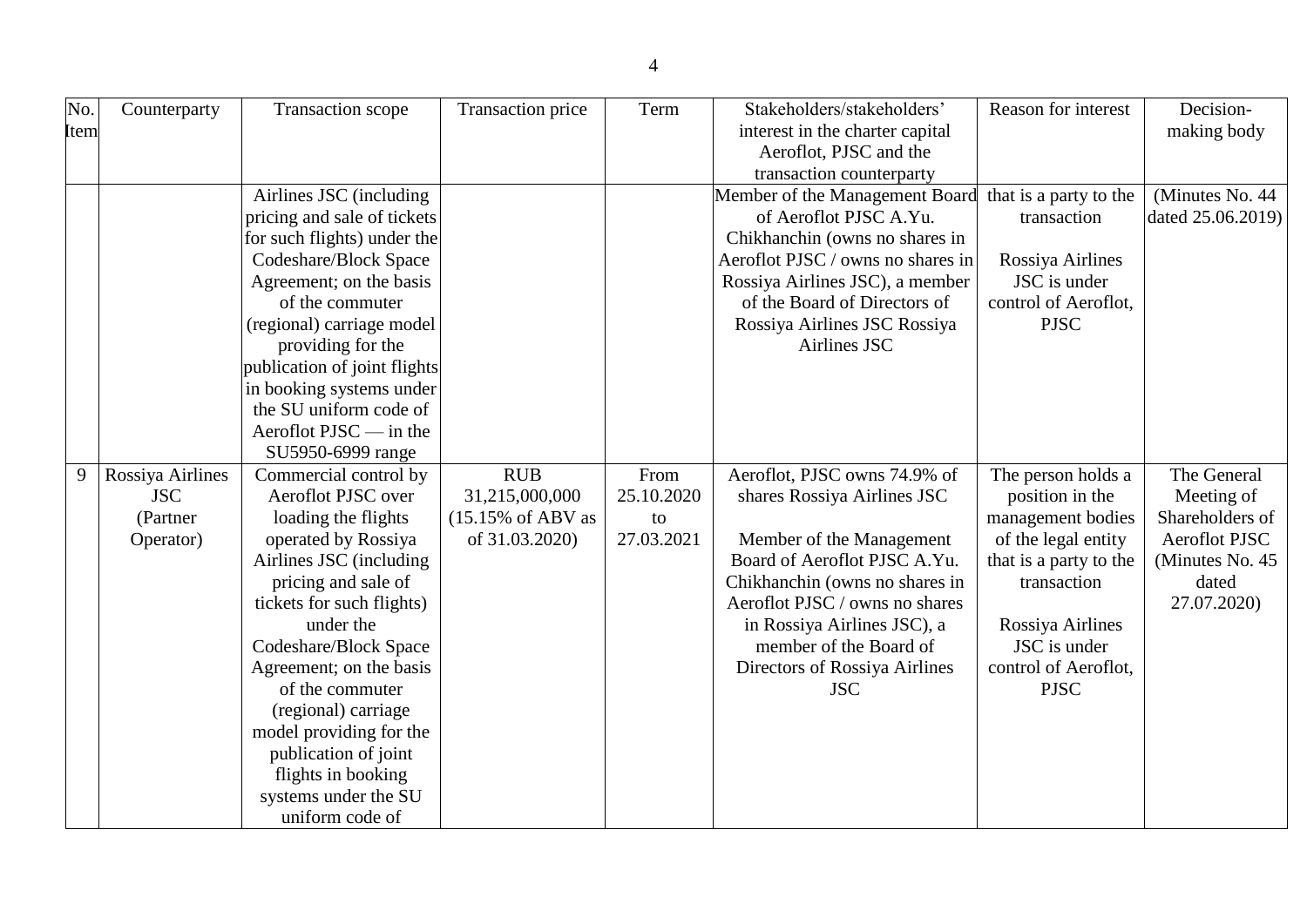| No. Item | Counterparty | Transaction scope | Transaction price | Term | Stakeholders/stakeholders' interest in the charter capital Aeroflot, PJSC and the transaction counterparty | Reason for interest | Decision-making body |
|---|---|---|---|---|---|---|---|
| | | Airlines JSC (including pricing and sale of tickets for such flights) under the Codeshare/Block Space Agreement; on the basis of the commuter (regional) carriage model providing for the publication of joint flights in booking systems under the SU uniform code of Aeroflot PJSC — in the SU5950-6999 range | | | Member of the Management Board of Aeroflot PJSC A.Yu. Chikhanchin (owns no shares in Aeroflot PJSC / owns no shares in Rossiya Airlines JSC), a member of the Board of Directors of Rossiya Airlines JSC Rossiya Airlines JSC | that is a party to the transaction<br><br>Rossiya Airlines JSC is under control of Aeroflot, PJSC | (Minutes No. 44 dated 25.06.2019) |
| 9 | Rossiya Airlines JSC (Partner Operator) | Commercial control by Aeroflot PJSC over loading the flights operated by Rossiya Airlines JSC (including pricing and sale of tickets for such flights) under the Codeshare/Block Space Agreement; on the basis of the commuter (regional) carriage model providing for the publication of joint flights in booking systems under the SU uniform code of | RUB 31,215,000,000 (15.15% of ABV as of 31.03.2020) | From 25.10.2020 to 27.03.2021 | Aeroflot, PJSC owns 74.9% of shares Rossiya Airlines JSC<br><br>Member of the Management Board of Aeroflot PJSC A.Yu. Chikhanchin (owns no shares in Aeroflot PJSC / owns no shares in Rossiya Airlines JSC), a member of the Board of Directors of Rossiya Airlines JSC | The person holds a position in the management bodies of the legal entity that is a party to the transaction<br><br>Rossiya Airlines JSC is under control of Aeroflot, PJSC | The General Meeting of Shareholders of Aeroflot PJSC (Minutes No. 45 dated 27.07.2020) |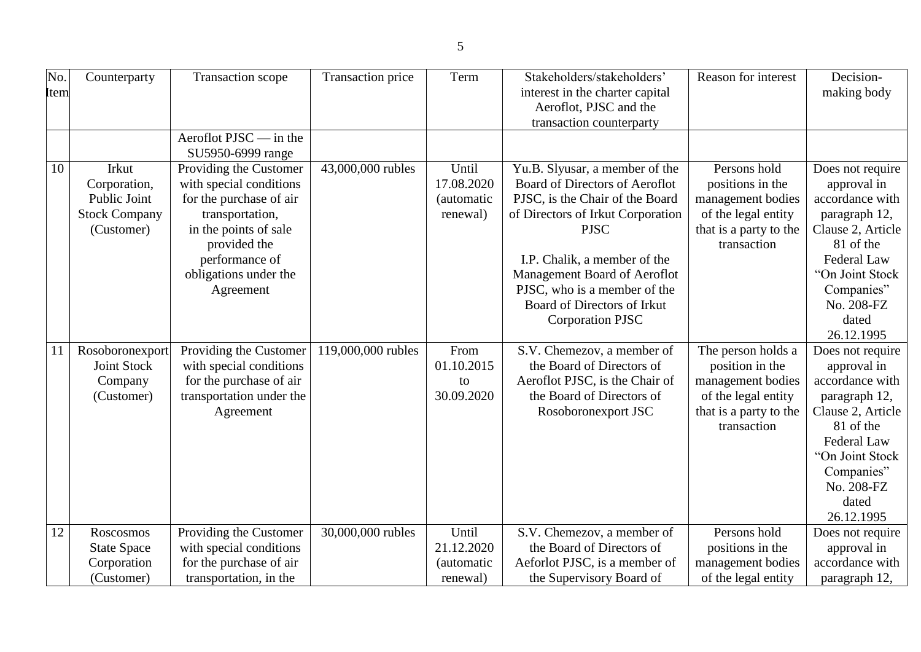| No. Item | Counterparty | Transaction scope | Transaction price | Term | Stakeholders/stakeholders' interest in the charter capital Aeroflot, PJSC and the transaction counterparty | Reason for interest | Decision-making body |
|---|---|---|---|---|---|---|---|
| | | Aeroflot PJSC — in the SU5950-6999 range | | | | | |
| 10 | Irkut Corporation, Public Joint Stock Company (Customer) | Providing the Customer with special conditions for the purchase of air transportation, in the points of sale provided the performance of obligations under the Agreement | 43,000,000 rubles | Until 17.08.2020 (automatic renewal) | Yu.B. Slyusar, a member of the Board of Directors of Aeroflot PJSC, is the Chair of the Board of Directors of Irkut Corporation PJSC<br><br>I.P. Chalik, a member of the Management Board of Aeroflot PJSC, who is a member of the Board of Directors of Irkut Corporation PJSC | Persons hold positions in the management bodies of the legal entity that is a party to the transaction | Does not require approval in accordance with paragraph 12, Clause 2, Article 81 of the Federal Law "On Joint Stock Companies" No. 208-FZ dated 26.12.1995 |
| 11 | Rosoboronexport Joint Stock Company (Customer) | Providing the Customer with special conditions for the purchase of air transportation under the Agreement | 119,000,000 rubles | From 01.10.2015 to 30.09.2020 | S.V. Chemezov, a member of the Board of Directors of Aeroflot PJSC, is the Chair of the Board of Directors of Rosoboronexport JSC | The person holds a position in the management bodies of the legal entity that is a party to the transaction | Does not require approval in accordance with paragraph 12, Clause 2, Article 81 of the Federal Law "On Joint Stock Companies" No. 208-FZ dated 26.12.1995 |
| 12 | Roscosmos State Space Corporation (Customer) | Providing the Customer with special conditions for the purchase of air transportation, in the | 30,000,000 rubles | Until 21.12.2020 (automatic renewal) | S.V. Chemezov, a member of the Board of Directors of Aeforlot PJSC, is a member of the Supervisory Board of | Persons hold positions in the management bodies of the legal entity | Does not require approval in accordance with paragraph 12, |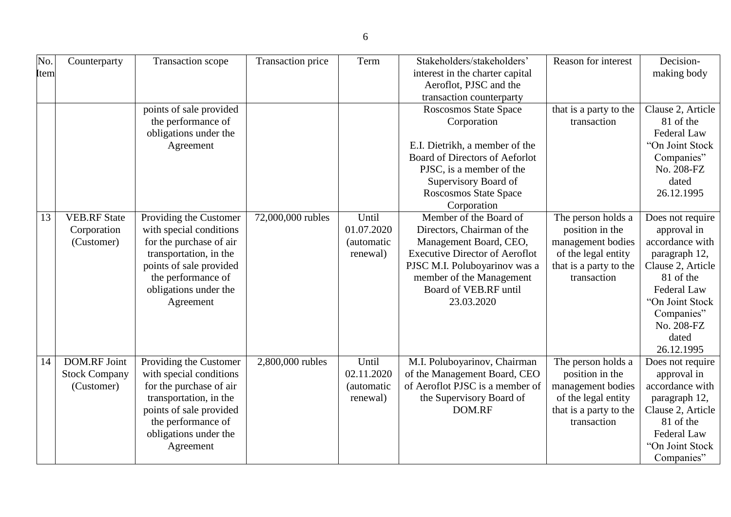| No. Item | Counterparty | Transaction scope | Transaction price | Term | Stakeholders/stakeholders' interest in the charter capital Aeroflot, PJSC and the transaction counterparty | Reason for interest | Decision-making body |
|---|---|---|---|---|---|---|---|
| | | points of sale provided the performance of obligations under the Agreement | | | Roscosmos State Space Corporation<br><br>E.I. Dietrikh, a member of the Board of Directors of Aeforlot PJSC, is a member of the Supervisory Board of Roscosmos State Space Corporation | that is a party to the transaction | Clause 2, Article 81 of the Federal Law "On Joint Stock Companies" No. 208-FZ dated 26.12.1995 |
| 13 | VEB.RF State Corporation (Customer) | Providing the Customer with special conditions for the purchase of air transportation, in the points of sale provided the performance of obligations under the Agreement | 72,000,000 rubles | Until 01.07.2020 (automatic renewal) | Member of the Board of Directors, Chairman of the Management Board, CEO, Executive Director of Aeroflot PJSC M.I. Poluboyarinov was a member of the Management Board of VEB.RF until 23.03.2020 | The person holds a position in the management bodies of the legal entity that is a party to the transaction | Does not require approval in accordance with paragraph 12, Clause 2, Article 81 of the Federal Law "On Joint Stock Companies" No. 208-FZ dated 26.12.1995 |
| 14 | DOM.RF Joint Stock Company (Customer) | Providing the Customer with special conditions for the purchase of air transportation, in the points of sale provided the performance of obligations under the Agreement | 2,800,000 rubles | Until 02.11.2020 (automatic renewal) | M.I. Poluboyarinov, Chairman of the Management Board, CEO of Aeroflot PJSC is a member of the Supervisory Board of DOM.RF | The person holds a position in the management bodies of the legal entity that is a party to the transaction | Does not require approval in accordance with paragraph 12, Clause 2, Article 81 of the Federal Law "On Joint Stock Companies" |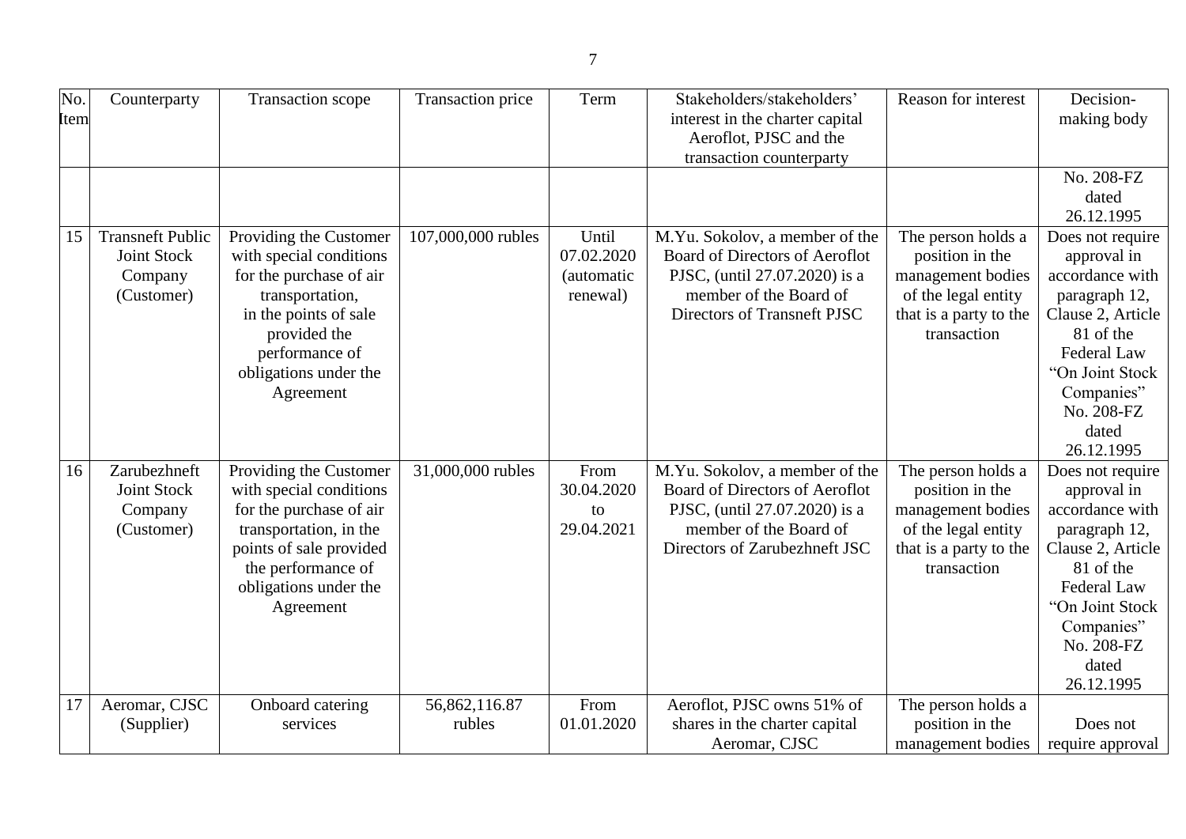| No. Item | Counterparty | Transaction scope | Transaction price | Term | Stakeholders/stakeholders' interest in the charter capital Aeroflot, PJSC and the transaction counterparty | Reason for interest | Decision-making body |
|---|---|---|---|---|---|---|---|
| | | | | | | | No. 208-FZ dated 26.12.1995 |
| 15 | Transneft Public Joint Stock Company (Customer) | Providing the Customer with special conditions for the purchase of air transportation, in the points of sale provided the performance of obligations under the Agreement | 107,000,000 rubles | Until 07.02.2020 (automatic renewal) | M.Yu. Sokolov, a member of the Board of Directors of Aeroflot PJSC, (until 27.07.2020) is a member of the Board of Directors of Transneft PJSC | The person holds a position in the management bodies of the legal entity that is a party to the transaction | Does not require approval in accordance with paragraph 12, Clause 2, Article 81 of the Federal Law "On Joint Stock Companies" No. 208-FZ dated 26.12.1995 |
| 16 | Zarubezhneft Joint Stock Company (Customer) | Providing the Customer with special conditions for the purchase of air transportation, in the points of sale provided the performance of obligations under the Agreement | 31,000,000 rubles | From 30.04.2020 to 29.04.2021 | M.Yu. Sokolov, a member of the Board of Directors of Aeroflot PJSC, (until 27.07.2020) is a member of the Board of Directors of Zarubezhneft JSC | The person holds a position in the management bodies of the legal entity that is a party to the transaction | Does not require approval in accordance with paragraph 12, Clause 2, Article 81 of the Federal Law "On Joint Stock Companies" No. 208-FZ dated 26.12.1995 |
| 17 | Aeromar, CJSC (Supplier) | Onboard catering services | 56,862,116.87 rubles | From 01.01.2020 | Aeroflot, PJSC owns 51% of shares in the charter capital Aeromar, CJSC | The person holds a position in the management bodies | Does not require approval |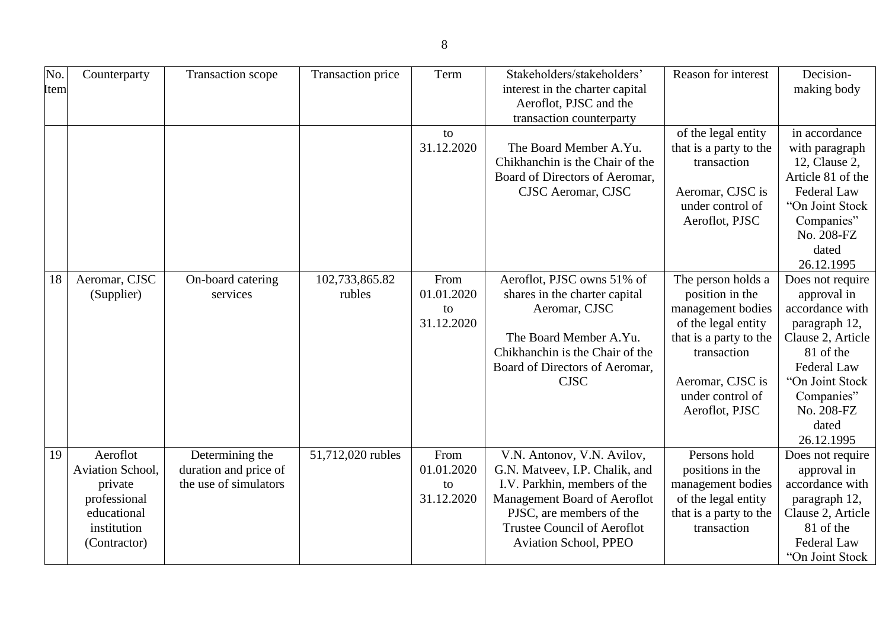| No. Item | Counterparty | Transaction scope | Transaction price | Term | Stakeholders/stakeholders' interest in the charter capital Aeroflot, PJSC and the transaction counterparty | Reason for interest | Decision-making body |
|---|---|---|---|---|---|---|---|
| | | | | to 31.12.2020 | The Board Member A.Yu. Chikhanchin is the Chair of the Board of Directors of Aeromar, CJSC Aeromar, CJSC | of the legal entity that is a party to the transaction<br><br>Aeromar, CJSC is under control of Aeroflot, PJSC | in accordance with paragraph 12, Clause 2, Article 81 of the Federal Law "On Joint Stock Companies" No. 208-FZ dated 26.12.1995 |
| 18 | Aeromar, CJSC (Supplier) | On-board catering services | 102,733,865.82 rubles | From 01.01.2020 to 31.12.2020 | Aeroflot, PJSC owns 51% of shares in the charter capital Aeromar, CJSC<br><br>The Board Member A.Yu. Chikhanchin is the Chair of the Board of Directors of Aeromar, CJSC | The person holds a position in the management bodies of the legal entity that is a party to the transaction<br><br>Aeromar, CJSC is under control of Aeroflot, PJSC | Does not require approval in accordance with paragraph 12, Clause 2, Article 81 of the Federal Law "On Joint Stock Companies" No. 208-FZ dated 26.12.1995 |
| 19 | Aeroflot Aviation School, private professional educational institution (Contractor) | Determining the duration and price of the use of simulators | 51,712,020 rubles | From 01.01.2020 to 31.12.2020 | V.N. Antonov, V.N. Avilov, G.N. Matveev, I.P. Chalik, and I.V. Parkhin, members of the Management Board of Aeroflot PJSC, are members of the Trustee Council of Aeroflot Aviation School, PPEO | Persons hold positions in the management bodies of the legal entity that is a party to the transaction | Does not require approval in accordance with paragraph 12, Clause 2, Article 81 of the Federal Law "On Joint Stock |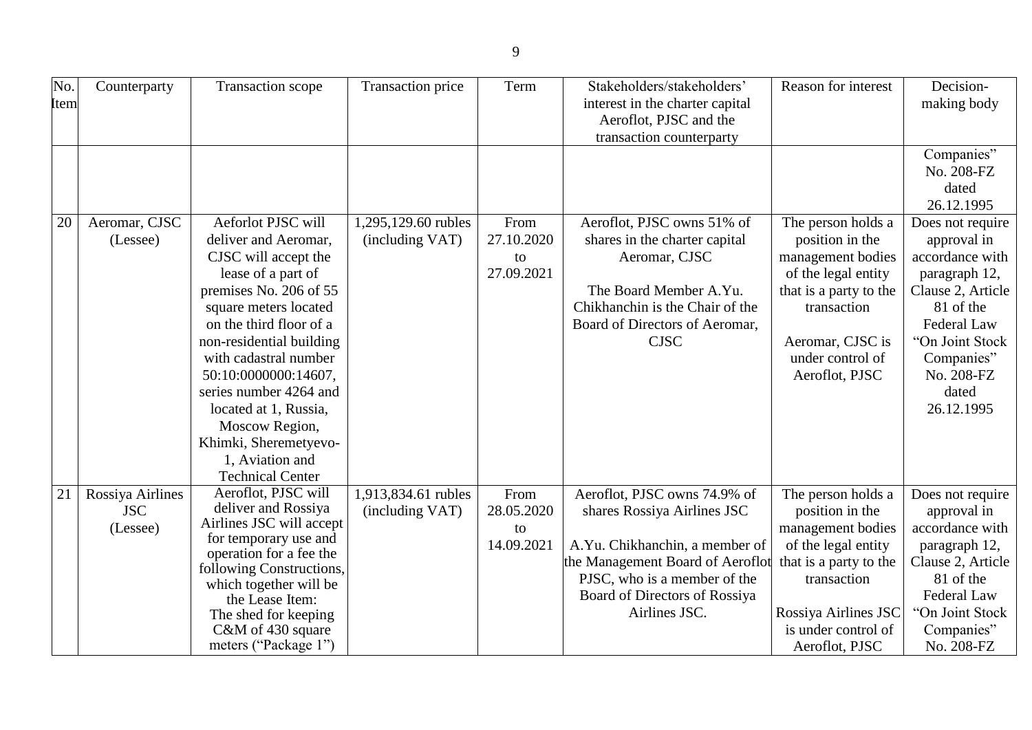| No. Item | Counterparty | Transaction scope | Transaction price | Term | Stakeholders/stakeholders' interest in the charter capital Aeroflot, PJSC and the transaction counterparty | Reason for interest | Decision-making body |
|---|---|---|---|---|---|---|---|
| | | | | | | | Companies" No. 208-FZ dated 26.12.1995 |
| 20 | Aeromar, CJSC (Lessee) | Aeforlot PJSC will deliver and Aeromar, CJSC will accept the lease of a part of premises No. 206 of 55 square meters located on the third floor of a non-residential building with cadastral number 50:10:0000000:14607, series number 4264 and located at 1, Russia, Moscow Region, Khimki, Sheremetyevo-1, Aviation and Technical Center | 1,295,129.60 rubles (including VAT) | From 27.10.2020 to 27.09.2021 | Aeroflot, PJSC owns 51% of shares in the charter capital Aeromar, CJSC<br><br>The Board Member A.Yu. Chikhanchin is the Chair of the Board of Directors of Aeromar, CJSC | The person holds a position in the management bodies of the legal entity that is a party to the transaction<br><br>Aeromar, CJSC is under control of Aeroflot, PJSC | Does not require approval in accordance with paragraph 12, Clause 2, Article 81 of the Federal Law "On Joint Stock Companies" No. 208-FZ dated 26.12.1995 |
| 21 | Rossiya Airlines JSC (Lessee) | Aeroflot, PJSC will deliver and Rossiya Airlines JSC will accept for temporary use and operation for a fee the following Constructions, which together will be the Lease Item:<br>The shed for keeping C&M of 430 square meters ("Package 1") | 1,913,834.61 rubles (including VAT) | From 28.05.2020 to 14.09.2021 | Aeroflot, PJSC owns 74.9% of shares Rossiya Airlines JSC<br><br>A.Yu. Chikhanchin, a member of the Management Board of Aeroflot PJSC, who is a member of the Board of Directors of Rossiya Airlines JSC. | The person holds a position in the management bodies of the legal entity that is a party to the transaction<br><br>Rossiya Airlines JSC is under control of Aeroflot, PJSC | Does not require approval in accordance with paragraph 12, Clause 2, Article 81 of the Federal Law "On Joint Stock Companies" No. 208-FZ |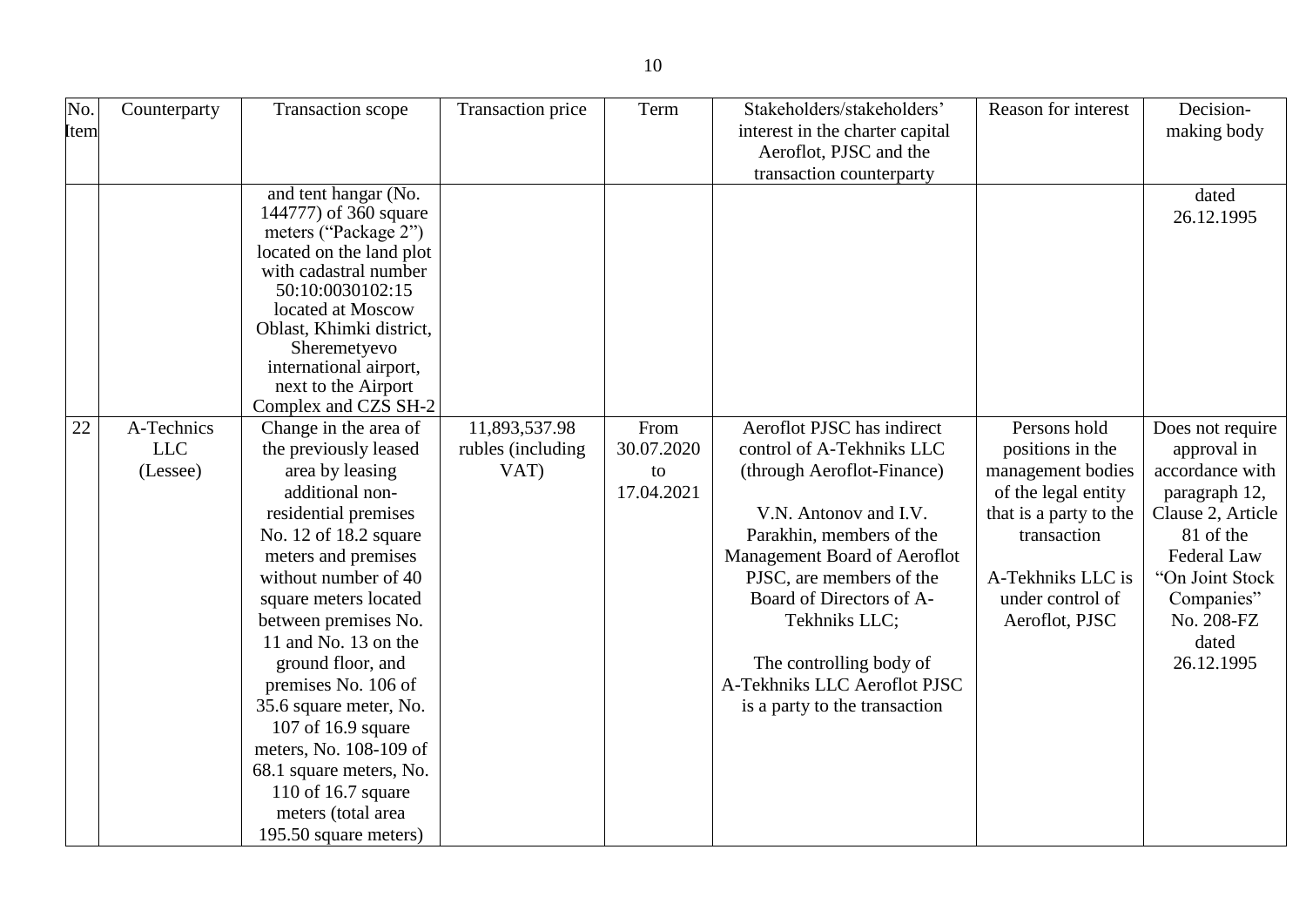| No. Item | Counterparty | Transaction scope | Transaction price | Term | Stakeholders/stakeholders' interest in the charter capital Aeroflot, PJSC and the transaction counterparty | Reason for interest | Decision-making body |
|---|---|---|---|---|---|---|---|
| | | and tent hangar (No. 144777) of 360 square meters ("Package 2") located on the land plot with cadastral number 50:10:0030102:15 located at Moscow Oblast, Khimki district, Sheremetyevo international airport, next to the Airport Complex and CZS SH-2 | | | | | dated 26.12.1995 |
| 22 | A-Technics LLC (Lessee) | Change in the area of the previously leased area by leasing additional non-residential premises No. 12 of 18.2 square meters and premises without number of 40 square meters located between premises No. 11 and No. 13 on the ground floor, and premises No. 106 of 35.6 square meter, No. 107 of 16.9 square meters, No. 108-109 of 68.1 square meters, No. 110 of 16.7 square meters (total area 195.50 square meters) | 11,893,537.98 rubles (including VAT) | From 30.07.2020 to 17.04.2021 | Aeroflot PJSC has indirect control of A-Tekhniks LLC (through Aeroflot-Finance)<br><br>V.N. Antonov and I.V. Parakhin, members of the Management Board of Aeroflot PJSC, are members of the Board of Directors of A-Tekhniks LLC;<br><br>The controlling body of A-Tekhniks LLC Aeroflot PJSC is a party to the transaction | Persons hold positions in the management bodies of the legal entity that is a party to the transaction<br><br>A-Tekhniks LLC is under control of Aeroflot, PJSC | Does not require approval in accordance with paragraph 12, Clause 2, Article 81 of the Federal Law "On Joint Stock Companies" No. 208-FZ dated 26.12.1995 |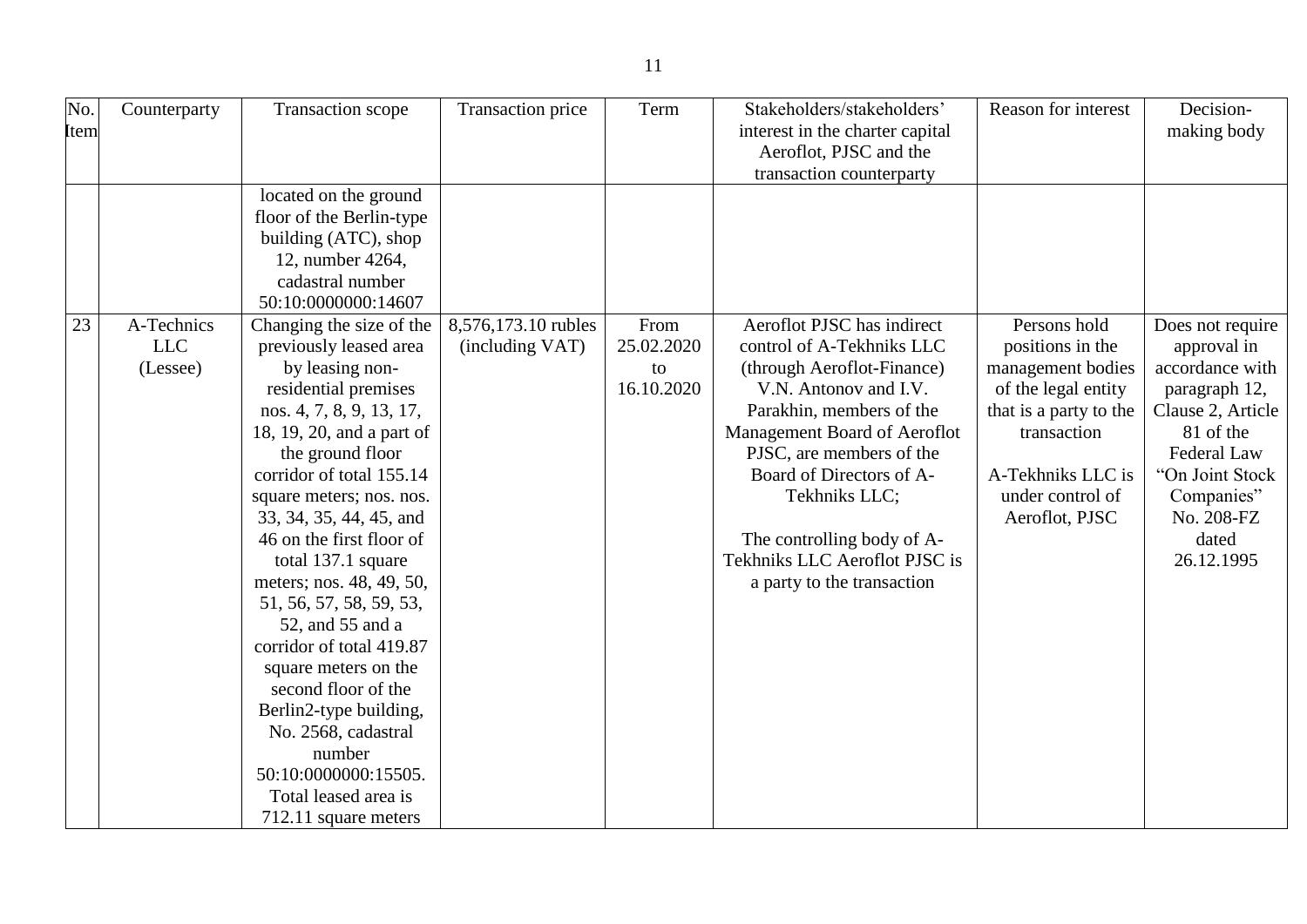| No. Item | Counterparty | Transaction scope | Transaction price | Term | Stakeholders/stakeholders' interest in the charter capital Aeroflot, PJSC and the transaction counterparty | Reason for interest | Decision-making body |
|---|---|---|---|---|---|---|---|
| | | located on the ground floor of the Berlin-type building (ATC), shop 12, number 4264, cadastral number 50:10:0000000:14607 | | | | | |
| 23 | A-Technics LLC (Lessee) | Changing the size of the previously leased area by leasing non-residential premises nos. 4, 7, 8, 9, 13, 17, 18, 19, 20, and a part of the ground floor corridor of total 155.14 square meters; nos. nos. 33, 34, 35, 44, 45, and 46 on the first floor of total 137.1 square meters; nos. 48, 49, 50, 51, 56, 57, 58, 59, 53, 52, and 55 and a corridor of total 419.87 square meters on the second floor of the Berlin2-type building, No. 2568, cadastral number 50:10:0000000:15505. Total leased area is 712.11 square meters | 8,576,173.10 rubles (including VAT) | From 25.02.2020 to 16.10.2020 | Aeroflot PJSC has indirect control of A-Tekhniks LLC (through Aeroflot-Finance) V.N. Antonov and I.V. Parakhin, members of the Management Board of Aeroflot PJSC, are members of the Board of Directors of A-Tekhniks LLC;<br><br>The controlling body of A-Tekhniks LLC Aeroflot PJSC is a party to the transaction | Persons hold positions in the management bodies of the legal entity that is a party to the transaction<br><br>A-Tekhniks LLC is under control of Aeroflot, PJSC | Does not require approval in accordance with paragraph 12, Clause 2, Article 81 of the Federal Law "On Joint Stock Companies" No. 208-FZ dated 26.12.1995 |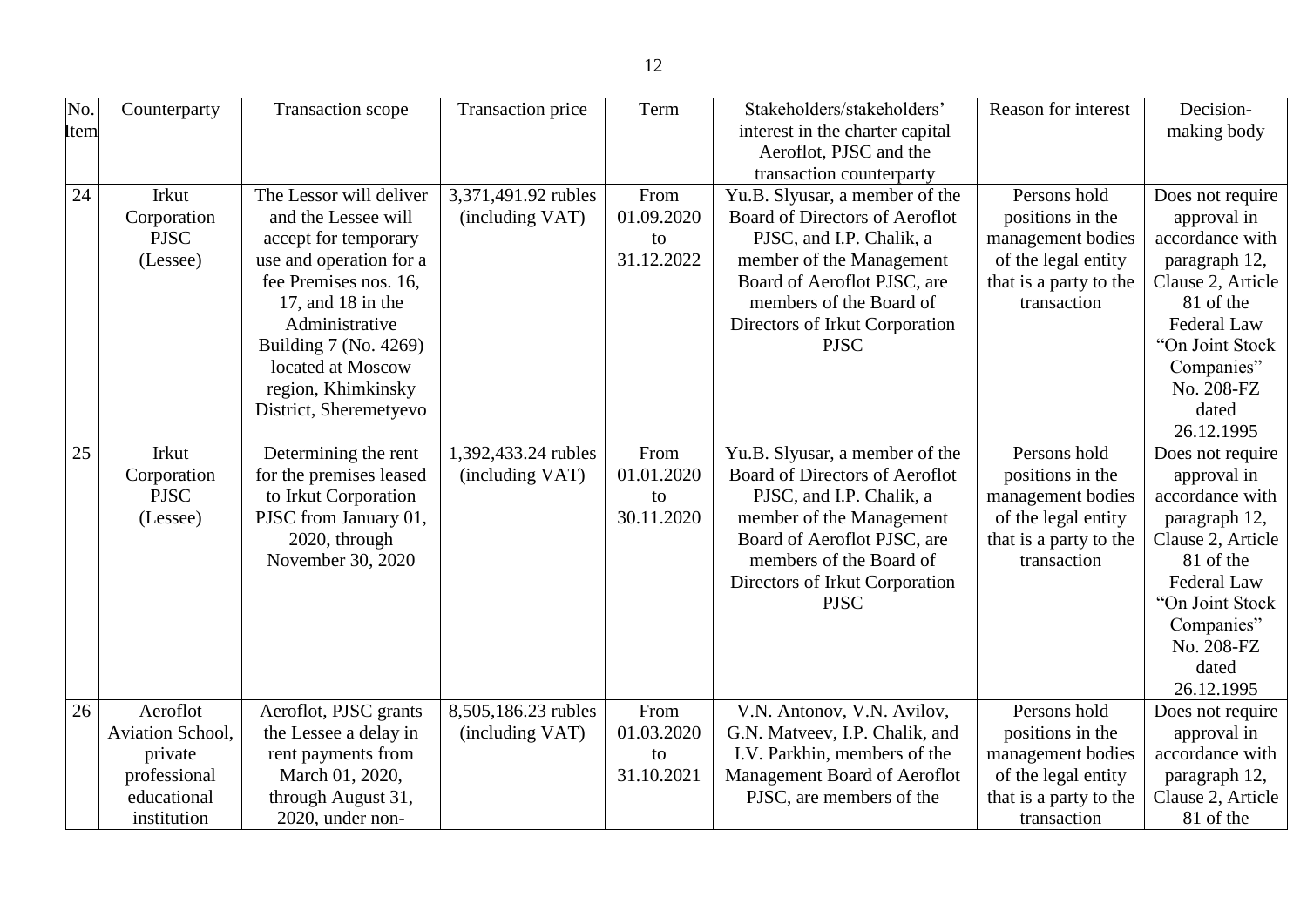| No. Item | Counterparty | Transaction scope | Transaction price | Term | Stakeholders/stakeholders' interest in the charter capital Aeroflot, PJSC and the transaction counterparty | Reason for interest | Decision-making body |
|---|---|---|---|---|---|---|---|
| 24 | Irkut Corporation PJSC (Lessee) | The Lessor will deliver and the Lessee will accept for temporary use and operation for a fee Premises nos. 16, 17, and 18 in the Administrative Building 7 (No. 4269) located at Moscow region, Khimkinsky District, Sheremetyevo | 3,371,491.92 rubles (including VAT) | From 01.09.2020 to 31.12.2022 | Yu.B. Slyusar, a member of the Board of Directors of Aeroflot PJSC, and I.P. Chalik, a member of the Management Board of Aeroflot PJSC, are members of the Board of Directors of Irkut Corporation PJSC | Persons hold positions in the management bodies of the legal entity that is a party to the transaction | Does not require approval in accordance with paragraph 12, Clause 2, Article 81 of the Federal Law "On Joint Stock Companies" No. 208-FZ dated 26.12.1995 |
| 25 | Irkut Corporation PJSC (Lessee) | Determining the rent for the premises leased to Irkut Corporation PJSC from January 01, 2020, through November 30, 2020 | 1,392,433.24 rubles (including VAT) | From 01.01.2020 to 30.11.2020 | Yu.B. Slyusar, a member of the Board of Directors of Aeroflot PJSC, and I.P. Chalik, a member of the Management Board of Aeroflot PJSC, are members of the Board of Directors of Irkut Corporation PJSC | Persons hold positions in the management bodies of the legal entity that is a party to the transaction | Does not require approval in accordance with paragraph 12, Clause 2, Article 81 of the Federal Law "On Joint Stock Companies" No. 208-FZ dated 26.12.1995 |
| 26 | Aeroflot Aviation School, private professional educational institution | Aeroflot, PJSC grants the Lessee a delay in rent payments from March 01, 2020, through August 31, 2020, under non- | 8,505,186.23 rubles (including VAT) | From 01.03.2020 to 31.10.2021 | V.N. Antonov, V.N. Avilov, G.N. Matveev, I.P. Chalik, and I.V. Parkhin, members of the Management Board of Aeroflot PJSC, are members of the | Persons hold positions in the management bodies of the legal entity that is a party to the transaction | Does not require approval in accordance with paragraph 12, Clause 2, Article 81 of the |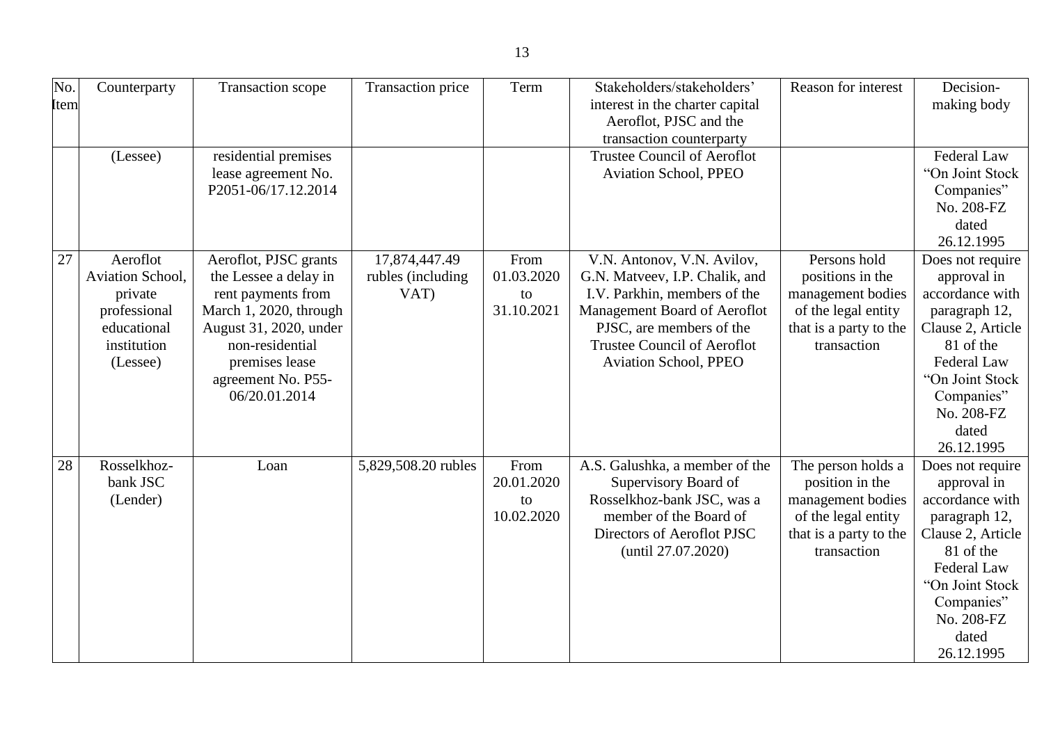| No. Item | Counterparty | Transaction scope | Transaction price | Term | Stakeholders/stakeholders' interest in the charter capital Aeroflot, PJSC and the transaction counterparty | Reason for interest | Decision-making body |
|---|---|---|---|---|---|---|---|
| | (Lessee) | residential premises lease agreement No. P2051-06/17.12.2014 | | | Trustee Council of Aeroflot Aviation School, PPEO | | Federal Law "On Joint Stock Companies" No. 208-FZ dated 26.12.1995 |
| 27 | Aeroflot Aviation School, private professional educational institution (Lessee) | Aeroflot, PJSC grants the Lessee a delay in rent payments from March 1, 2020, through August 31, 2020, under non-residential premises lease agreement No. P55-06/20.01.2014 | 17,874,447.49 rubles (including VAT) | From 01.03.2020 to 31.10.2021 | V.N. Antonov, V.N. Avilov, G.N. Matveev, I.P. Chalik, and I.V. Parkhin, members of the Management Board of Aeroflot PJSC, are members of the Trustee Council of Aeroflot Aviation School, PPEO | Persons hold positions in the management bodies of the legal entity that is a party to the transaction | Does not require approval in accordance with paragraph 12, Clause 2, Article 81 of the Federal Law "On Joint Stock Companies" No. 208-FZ dated 26.12.1995 |
| 28 | Rosselkhoz-bank JSC (Lender) | Loan | 5,829,508.20 rubles | From 20.01.2020 to 10.02.2020 | A.S. Galushka, a member of the Supervisory Board of Rosselkhoz-bank JSC, was a member of the Board of Directors of Aeroflot PJSC (until 27.07.2020) | The person holds a position in the management bodies of the legal entity that is a party to the transaction | Does not require approval in accordance with paragraph 12, Clause 2, Article 81 of the Federal Law "On Joint Stock Companies" No. 208-FZ dated 26.12.1995 |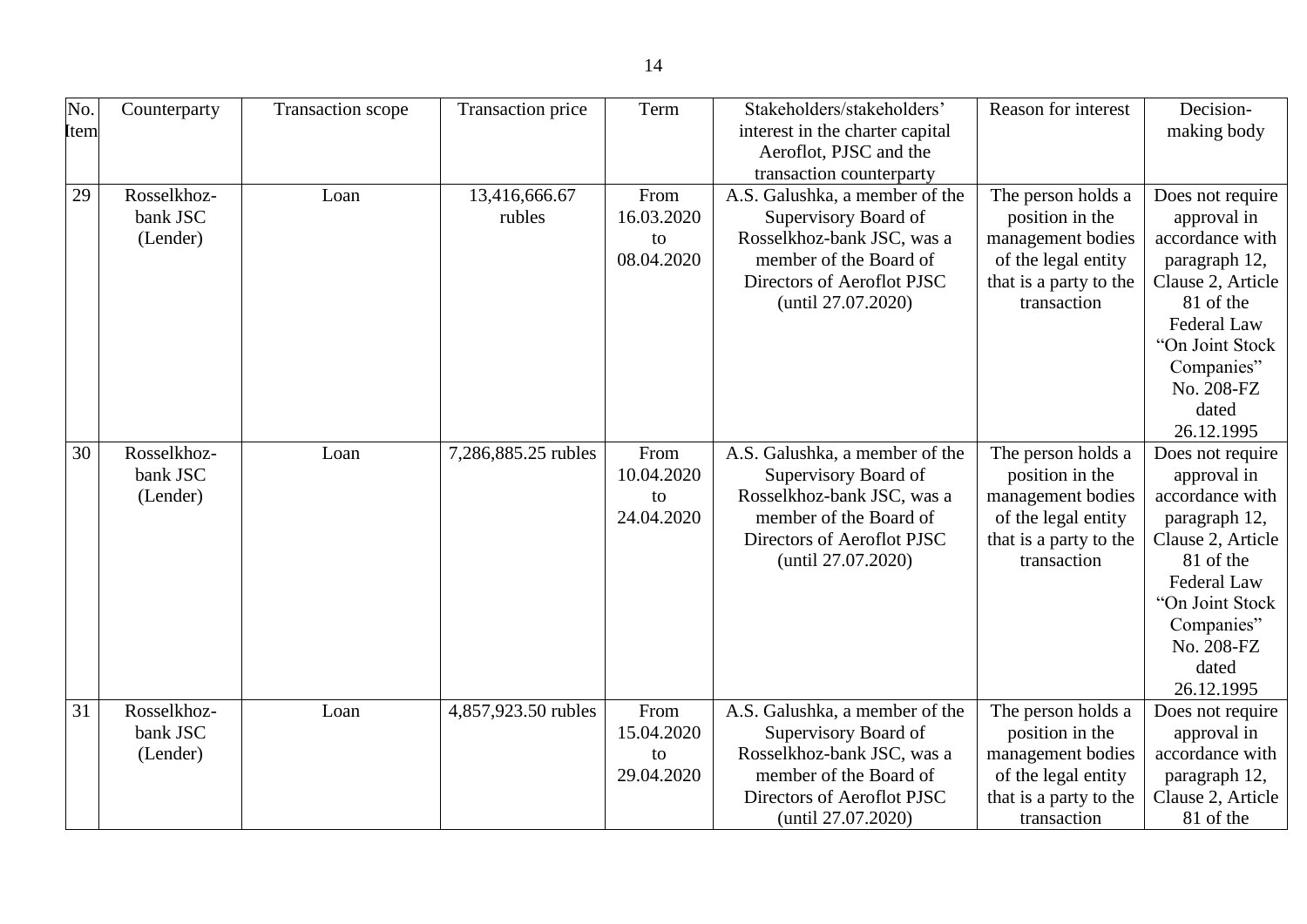| No. Item | Counterparty | Transaction scope | Transaction price | Term | Stakeholders/stakeholders' interest in the charter capital Aeroflot, PJSC and the transaction counterparty | Reason for interest | Decision-making body |
|---|---|---|---|---|---|---|---|
| 29 | Rosselkhoz-bank JSC (Lender) | Loan | 13,416,666.67 rubles | From 16.03.2020 to 08.04.2020 | A.S. Galushka, a member of the Supervisory Board of Rosselkhoz-bank JSC, was a member of the Board of Directors of Aeroflot PJSC (until 27.07.2020) | The person holds a position in the management bodies of the legal entity that is a party to the transaction | Does not require approval in accordance with paragraph 12, Clause 2, Article 81 of the Federal Law "On Joint Stock Companies" No. 208-FZ dated 26.12.1995 |
| 30 | Rosselkhoz-bank JSC (Lender) | Loan | 7,286,885.25 rubles | From 10.04.2020 to 24.04.2020 | A.S. Galushka, a member of the Supervisory Board of Rosselkhoz-bank JSC, was a member of the Board of Directors of Aeroflot PJSC (until 27.07.2020) | The person holds a position in the management bodies of the legal entity that is a party to the transaction | Does not require approval in accordance with paragraph 12, Clause 2, Article 81 of the Federal Law "On Joint Stock Companies" No. 208-FZ dated 26.12.1995 |
| 31 | Rosselkhoz-bank JSC (Lender) | Loan | 4,857,923.50 rubles | From 15.04.2020 to 29.04.2020 | A.S. Galushka, a member of the Supervisory Board of Rosselkhoz-bank JSC, was a member of the Board of Directors of Aeroflot PJSC (until 27.07.2020) | The person holds a position in the management bodies of the legal entity that is a party to the transaction | Does not require approval in accordance with paragraph 12, Clause 2, Article 81 of the |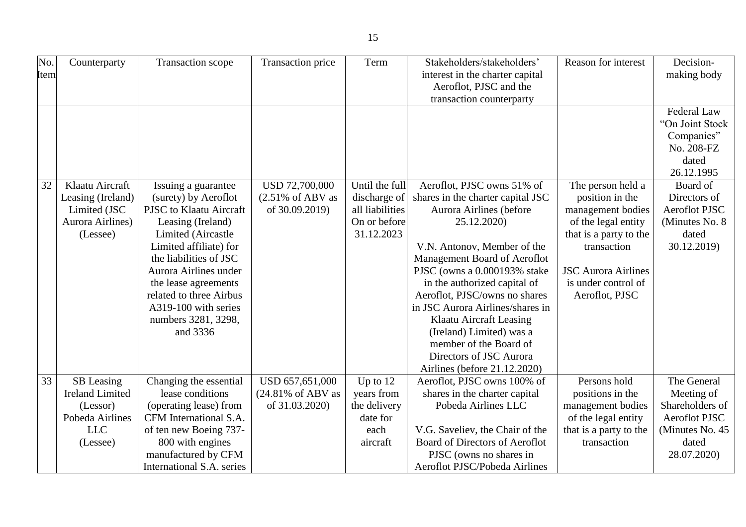| No. Item | Counterparty | Transaction scope | Transaction price | Term | Stakeholders/stakeholders' interest in the charter capital Aeroflot, PJSC and the transaction counterparty | Reason for interest | Decision-making body |
|---|---|---|---|---|---|---|---|
| | | | | | | | Federal Law "On Joint Stock Companies" No. 208-FZ dated 26.12.1995 |
| 32 | Klaatu Aircraft Leasing (Ireland) Limited (JSC Aurora Airlines) (Lessee) | Issuing a guarantee (surety) by Aeroflot PJSC to Klaatu Aircraft Leasing (Ireland) Limited (Aircastle Limited affiliate) for the liabilities of JSC Aurora Airlines under the lease agreements related to three Airbus A319-100 with series numbers 3281, 3298, and 3336 | USD 72,700,000 (2.51% of ABV as of 30.09.2019) | Until the full discharge of all liabilities On or before 31.12.2023 | Aeroflot, PJSC owns 51% of shares in the charter capital JSC Aurora Airlines (before 25.12.2020)<br><br>V.N. Antonov, Member of the Management Board of Aeroflot PJSC (owns a 0.000193% stake in the authorized capital of Aeroflot, PJSC/owns no shares in JSC Aurora Airlines/shares in Klaatu Aircraft Leasing (Ireland) Limited) was a member of the Board of Directors of JSC Aurora Airlines (before 21.12.2020) | The person held a position in the management bodies of the legal entity that is a party to the transaction<br><br>JSC Aurora Airlines is under control of Aeroflot, PJSC | Board of Directors of Aeroflot PJSC (Minutes No. 8 dated 30.12.2019) |
| 33 | SB Leasing Ireland Limited (Lessor) Pobeda Airlines LLC (Lessee) | Changing the essential lease conditions (operating lease) from CFM International S.A. of ten new Boeing 737-800 with engines manufactured by CFM International S.A. series | USD 657,651,000 (24.81% of ABV as of 31.03.2020) | Up to 12 years from the delivery date for each aircraft | Aeroflot, PJSC owns 100% of shares in the charter capital Pobeda Airlines LLC<br><br>V.G. Saveliev, the Chair of the Board of Directors of Aeroflot PJSC (owns no shares in Aeroflot PJSC/Pobeda Airlines | Persons hold positions in the management bodies of the legal entity that is a party to the transaction | The General Meeting of Shareholders of Aeroflot PJSC (Minutes No. 45 dated 28.07.2020) |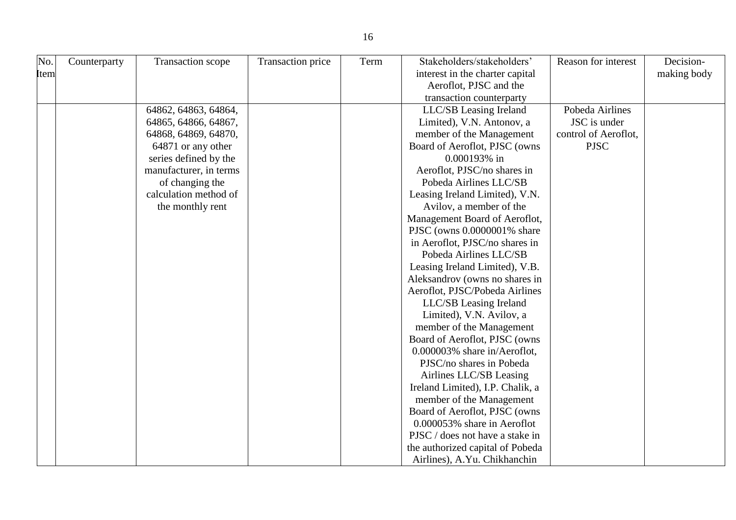| No. Item | Counterparty | Transaction scope | Transaction price | Term | Stakeholders/stakeholders' interest in the charter capital Aeroflot, PJSC and the transaction counterparty | Reason for interest | Decision-making body |
|---|---|---|---|---|---|---|---|
| | | 64862, 64863, 64864, 64865, 64866, 64867, 64868, 64869, 64870, 64871 or any other series defined by the manufacturer, in terms of changing the calculation method of the monthly rent | | | LLC/SB Leasing Ireland Limited), V.N. Antonov, a member of the Management Board of Aeroflot, PJSC (owns 0.000193% in Aeroflot, PJSC/no shares in Pobeda Airlines LLC/SB Leasing Ireland Limited), V.N. Avilov, a member of the Management Board of Aeroflot, PJSC (owns 0.0000001% share in Aeroflot, PJSC/no shares in Pobeda Airlines LLC/SB Leasing Ireland Limited), V.B. Aleksandrov (owns no shares in Aeroflot, PJSC/Pobeda Airlines LLC/SB Leasing Ireland Limited), V.N. Avilov, a member of the Management Board of Aeroflot, PJSC (owns 0.000003% share in/Aeroflot, PJSC/no shares in Pobeda Airlines LLC/SB Leasing Ireland Limited), I.P. Chalik, a member of the Management Board of Aeroflot, PJSC (owns 0.000053% share in Aeroflot PJSC / does not have a stake in the authorized capital of Pobeda Airlines), A.Yu. Chikhanchin | Pobeda Airlines JSC is under control of Aeroflot, PJSC | |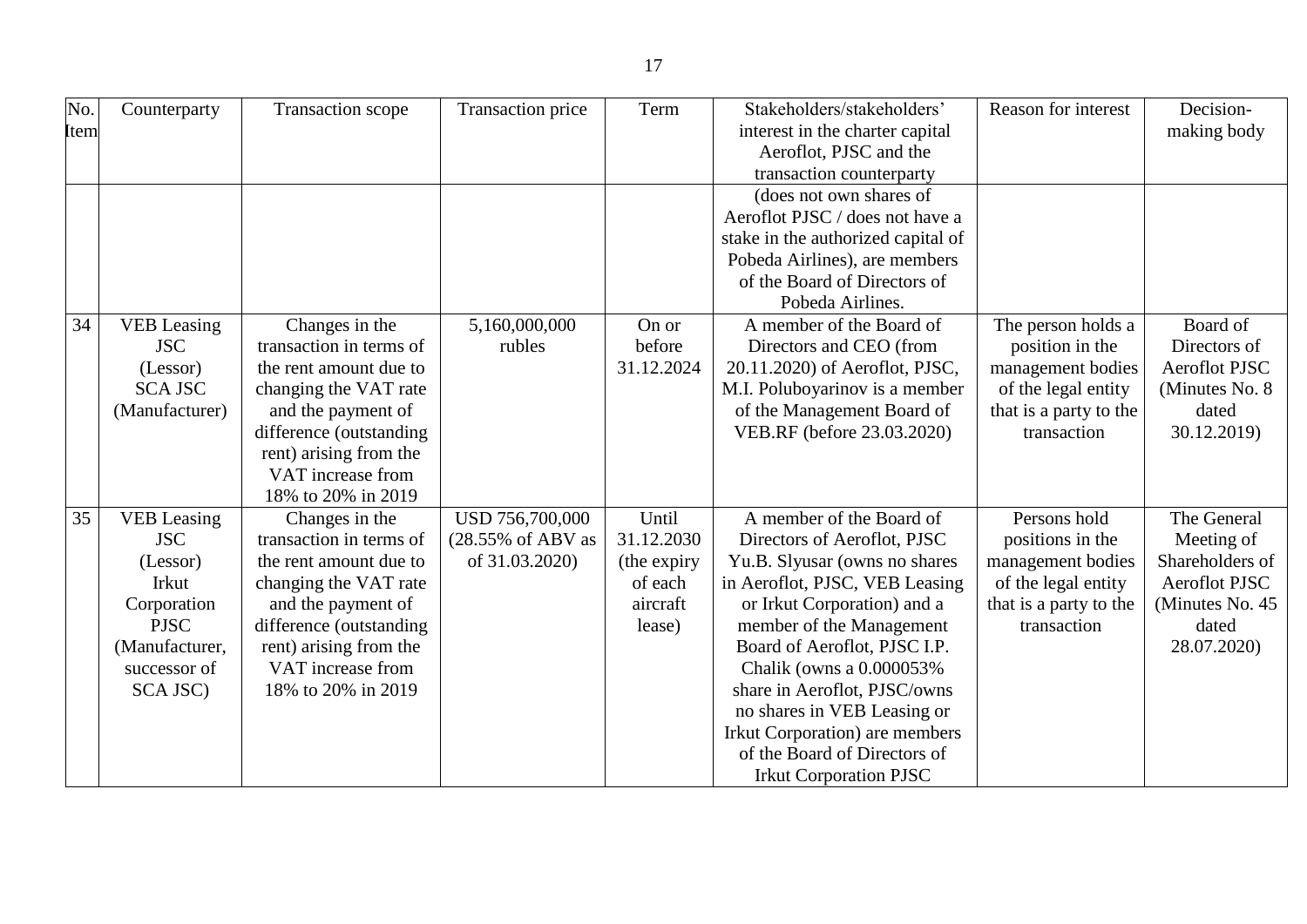| No. Item | Counterparty | Transaction scope | Transaction price | Term | Stakeholders/stakeholders' interest in the charter capital Aeroflot, PJSC and the transaction counterparty | Reason for interest | Decision-making body |
|---|---|---|---|---|---|---|---|
| | | | | | (does not own shares of Aeroflot PJSC / does not have a stake in the authorized capital of Pobeda Airlines), are members of the Board of Directors of Pobeda Airlines. | | |
| 34 | VEB Leasing JSC (Lessor) SCA JSC (Manufacturer) | Changes in the transaction in terms of the rent amount due to changing the VAT rate and the payment of difference (outstanding rent) arising from the VAT increase from 18% to 20% in 2019 | 5,160,000,000 rubles | On or before 31.12.2024 | A member of the Board of Directors and CEO (from 20.11.2020) of Aeroflot, PJSC, M.I. Poluboyarinov is a member of the Management Board of VEB.RF (before 23.03.2020) | The person holds a position in the management bodies of the legal entity that is a party to the transaction | Board of Directors of Aeroflot PJSC (Minutes No. 8 dated 30.12.2019) |
| 35 | VEB Leasing JSC (Lessor) Irkut Corporation PJSC (Manufacturer, successor of SCA JSC) | Changes in the transaction in terms of the rent amount due to changing the VAT rate and the payment of difference (outstanding rent) arising from the VAT increase from 18% to 20% in 2019 | USD 756,700,000 (28.55% of ABV as of 31.03.2020) | Until 31.12.2030 (the expiry of each aircraft lease) | A member of the Board of Directors of Aeroflot, PJSC Yu.B. Slyusar (owns no shares in Aeroflot, PJSC, VEB Leasing or Irkut Corporation) and a member of the Management Board of Aeroflot, PJSC I.P. Chalik (owns a 0.000053% share in Aeroflot, PJSC/owns no shares in VEB Leasing or Irkut Corporation) are members of the Board of Directors of Irkut Corporation PJSC | Persons hold positions in the management bodies of the legal entity that is a party to the transaction | The General Meeting of Shareholders of Aeroflot PJSC (Minutes No. 45 dated 28.07.2020) |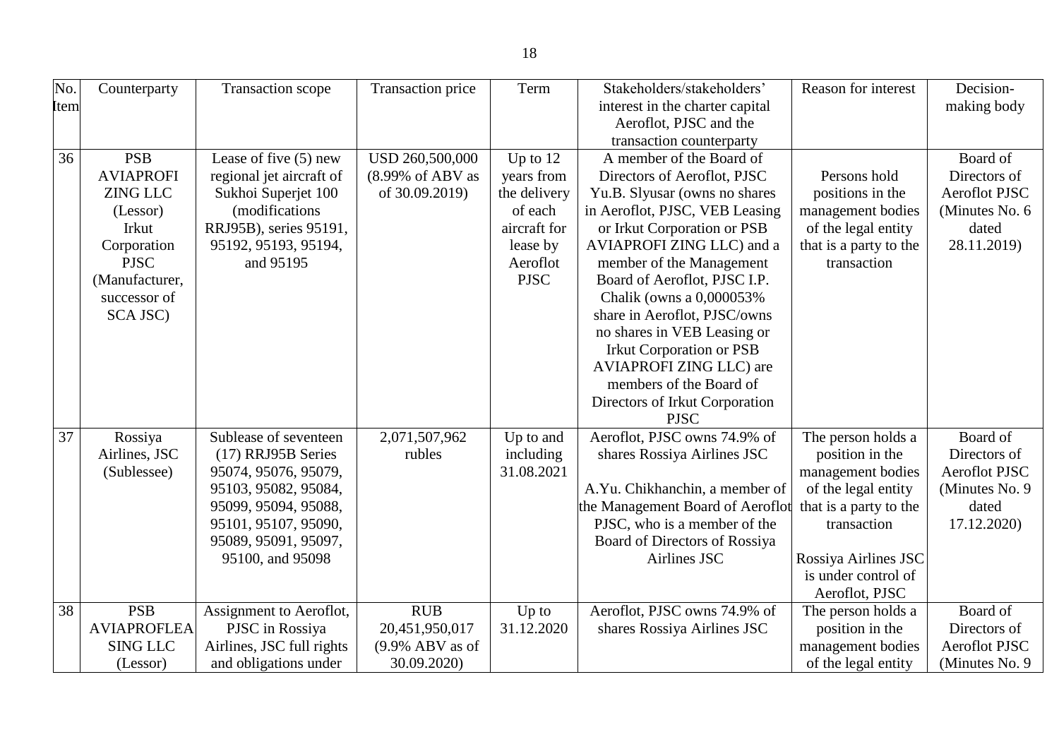| No. Item | Counterparty | Transaction scope | Transaction price | Term | Stakeholders/stakeholders' interest in the charter capital Aeroflot, PJSC and the transaction counterparty | Reason for interest | Decision-making body |
|---|---|---|---|---|---|---|---|
| 36 | PSB AVIAPROFI ZING LLC (Lessor) Irkut Corporation PJSC (Manufacturer, successor of SCA JSC) | Lease of five (5) new regional jet aircraft of Sukhoi Superjet 100 (modifications RRJ95B), series 95191, 95192, 95193, 95194, and 95195 | USD 260,500,000 (8.99% of ABV as of 30.09.2019) | Up to 12 years from the delivery of each aircraft for lease by Aeroflot PJSC | A member of the Board of Directors of Aeroflot, PJSC Yu.B. Slyusar (owns no shares in Aeroflot, PJSC, VEB Leasing or Irkut Corporation or PSB AVIAPROFI ZING LLC) and a member of the Management Board of Aeroflot, PJSC I.P. Chalik (owns a 0,000053% share in Aeroflot, PJSC/owns no shares in VEB Leasing or Irkut Corporation or PSB AVIAPROFI ZING LLC) are members of the Board of Directors of Irkut Corporation PJSC | Persons hold positions in the management bodies of the legal entity that is a party to the transaction | Board of Directors of Aeroflot PJSC (Minutes No. 6 dated 28.11.2019) |
| 37 | Rossiya Airlines, JSC (Sublessee) | Sublease of seventeen (17) RRJ95B Series 95074, 95076, 95079, 95103, 95082, 95084, 95099, 95094, 95088, 95101, 95107, 95090, 95089, 95091, 95097, 95100, and 95098 | 2,071,507,962 rubles | Up to and including 31.08.2021 | Aeroflot, PJSC owns 74.9% of shares Rossiya Airlines JSC<br><br>A.Yu. Chikhanchin, a member of the Management Board of Aeroflot PJSC, who is a member of the Board of Directors of Rossiya Airlines JSC | The person holds a position in the management bodies of the legal entity that is a party to the transaction<br><br>Rossiya Airlines JSC is under control of Aeroflot, PJSC | Board of Directors of Aeroflot PJSC (Minutes No. 9 dated 17.12.2020) |
| 38 | PSB AVIAPROFLEASING LLC (Lessor) | Assignment to Aeroflot, PJSC in Rossiya Airlines, JSC full rights and obligations under | RUB 20,451,950,017 (9.9% ABV as of 30.09.2020) | Up to 31.12.2020 | Aeroflot, PJSC owns 74.9% of shares Rossiya Airlines JSC | The person holds a position in the management bodies of the legal entity | Board of Directors of Aeroflot PJSC (Minutes No. 9 |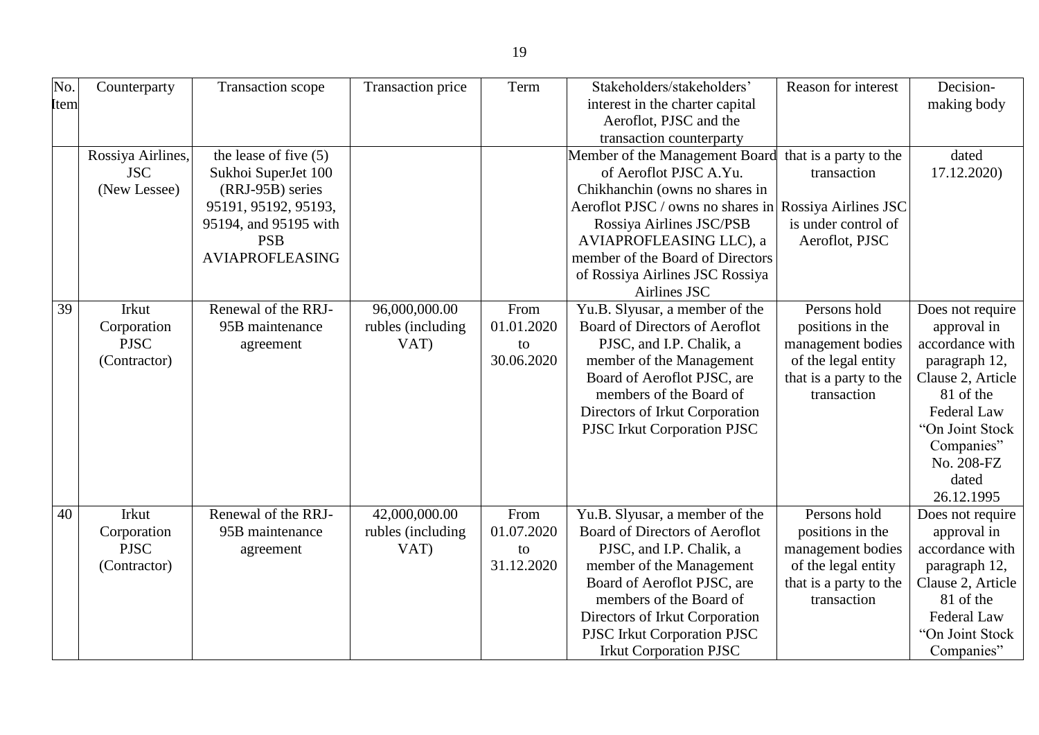| No. Item | Counterparty | Transaction scope | Transaction price | Term | Stakeholders/stakeholders' interest in the charter capital Aeroflot, PJSC and the transaction counterparty | Reason for interest | Decision-making body |
|---|---|---|---|---|---|---|---|
| | Rossiya Airlines, JSC (New Lessee) | the lease of five (5) Sukhoi SuperJet 100 (RRJ-95B) series 95191, 95192, 95193, 95194, and 95195 with PSB AVIAPROFLEASING | | | Member of the Management Board of Aeroflot PJSC A.Yu. Chikhanchin (owns no shares in Aeroflot PJSC / owns no shares in Rossiya Airlines JSC/PSB AVIAPROFLEASING LLC), a member of the Board of Directors of Rossiya Airlines JSC Rossiya Airlines JSC | that is a party to the transaction Rossiya Airlines JSC is under control of Aeroflot, PJSC | dated 17.12.2020) |
| 39 | Irkut Corporation PJSC (Contractor) | Renewal of the RRJ-95B maintenance agreement | 96,000,000.00 rubles (including VAT) | From 01.01.2020 to 30.06.2020 | Yu.B. Slyusar, a member of the Board of Directors of Aeroflot PJSC, and I.P. Chalik, a member of the Management Board of Aeroflot PJSC, are members of the Board of Directors of Irkut Corporation PJSC Irkut Corporation PJSC | Persons hold positions in the management bodies of the legal entity that is a party to the transaction | Does not require approval in accordance with paragraph 12, Clause 2, Article 81 of the Federal Law "On Joint Stock Companies" No. 208-FZ dated 26.12.1995 |
| 40 | Irkut Corporation PJSC (Contractor) | Renewal of the RRJ-95B maintenance agreement | 42,000,000.00 rubles (including VAT) | From 01.07.2020 to 31.12.2020 | Yu.B. Slyusar, a member of the Board of Directors of Aeroflot PJSC, and I.P. Chalik, a member of the Management Board of Aeroflot PJSC, are members of the Board of Directors of Irkut Corporation PJSC Irkut Corporation PJSC Irkut Corporation PJSC | Persons hold positions in the management bodies of the legal entity that is a party to the transaction | Does not require approval in accordance with paragraph 12, Clause 2, Article 81 of the Federal Law "On Joint Stock Companies" |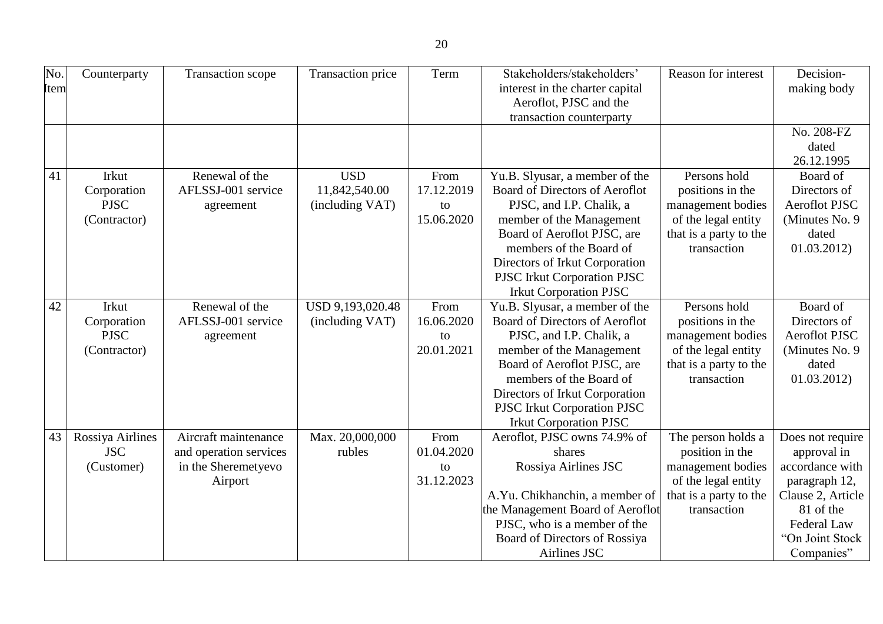| No. Item | Counterparty | Transaction scope | Transaction price | Term | Stakeholders/stakeholders' interest in the charter capital Aeroflot, PJSC and the transaction counterparty | Reason for interest | Decision-making body |
|---|---|---|---|---|---|---|---|
| | | | | | | | No. 208-FZ dated 26.12.1995 |
| 41 | Irkut Corporation PJSC (Contractor) | Renewal of the AFLSSJ-001 service agreement | USD 11,842,540.00 (including VAT) | From 17.12.2019 to 15.06.2020 | Yu.B. Slyusar, a member of the Board of Directors of Aeroflot PJSC, and I.P. Chalik, a member of the Management Board of Aeroflot PJSC, are members of the Board of Directors of Irkut Corporation PJSC Irkut Corporation PJSC Irkut Corporation PJSC | Persons hold positions in the management bodies of the legal entity that is a party to the transaction | Board of Directors of Aeroflot PJSC (Minutes No. 9 dated 01.03.2012) |
| 42 | Irkut Corporation PJSC (Contractor) | Renewal of the AFLSSJ-001 service agreement | USD 9,193,020.48 (including VAT) | From 16.06.2020 to 20.01.2021 | Yu.B. Slyusar, a member of the Board of Directors of Aeroflot PJSC, and I.P. Chalik, a member of the Management Board of Aeroflot PJSC, are members of the Board of Directors of Irkut Corporation PJSC Irkut Corporation PJSC Irkut Corporation PJSC | Persons hold positions in the management bodies of the legal entity that is a party to the transaction | Board of Directors of Aeroflot PJSC (Minutes No. 9 dated 01.03.2012) |
| 43 | Rossiya Airlines JSC (Customer) | Aircraft maintenance and operation services in the Sheremetyevo Airport | Max. 20,000,000 rubles | From 01.04.2020 to 31.12.2023 | Aeroflot, PJSC owns 74.9% of shares Rossiya Airlines JSC<br><br>A.Yu. Chikhanchin, a member of the Management Board of Aeroflot PJSC, who is a member of the Board of Directors of Rossiya Airlines JSC | The person holds a position in the management bodies of the legal entity that is a party to the transaction | Does not require approval in accordance with paragraph 12, Clause 2, Article 81 of the Federal Law "On Joint Stock Companies" |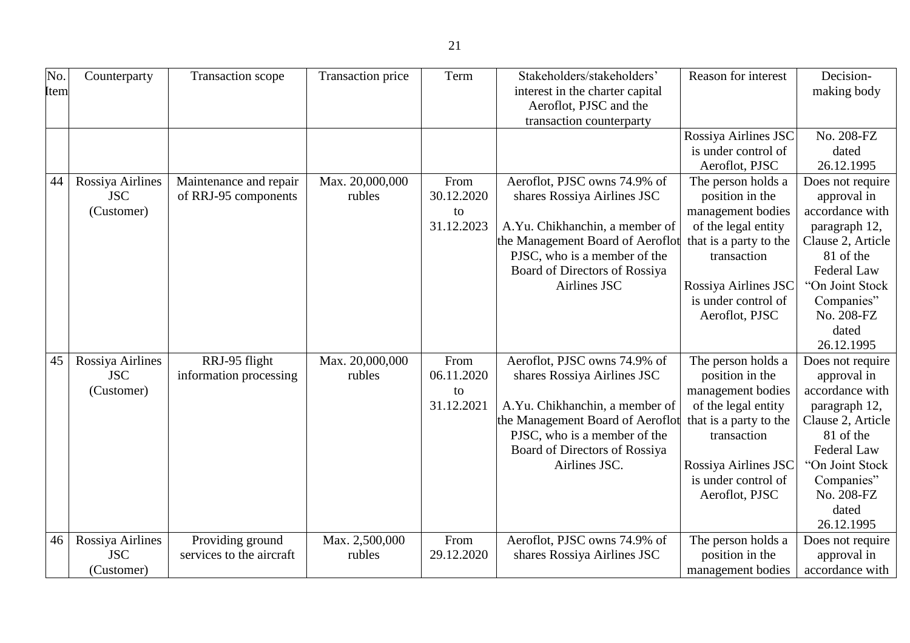| No. Item | Counterparty | Transaction scope | Transaction price | Term | Stakeholders/stakeholders' interest in the charter capital Aeroflot, PJSC and the transaction counterparty | Reason for interest | Decision-making body |
|---|---|---|---|---|---|---|---|
| | | | | | | Rossiya Airlines JSC is under control of Aeroflot, PJSC | No. 208-FZ dated 26.12.1995 |
| 44 | Rossiya Airlines JSC (Customer) | Maintenance and repair of RRJ-95 components | Max. 20,000,000 rubles | From 30.12.2020 to 31.12.2023 | Aeroflot, PJSC owns 74.9% of shares Rossiya Airlines JSC<br><br>A.Yu. Chikhanchin, a member of the Management Board of Aeroflot PJSC, who is a member of the Board of Directors of Rossiya Airlines JSC | The person holds a position in the management bodies of the legal entity that is a party to the transaction<br><br>Rossiya Airlines JSC is under control of Aeroflot, PJSC | Does not require approval in accordance with paragraph 12, Clause 2, Article 81 of the Federal Law "On Joint Stock Companies" No. 208-FZ dated 26.12.1995 |
| 45 | Rossiya Airlines JSC (Customer) | RRJ-95 flight information processing | Max. 20,000,000 rubles | From 06.11.2020 to 31.12.2021 | Aeroflot, PJSC owns 74.9% of shares Rossiya Airlines JSC<br><br>A.Yu. Chikhanchin, a member of the Management Board of Aeroflot PJSC, who is a member of the Board of Directors of Rossiya Airlines JSC. | The person holds a position in the management bodies of the legal entity that is a party to the transaction<br><br>Rossiya Airlines JSC is under control of Aeroflot, PJSC | Does not require approval in accordance with paragraph 12, Clause 2, Article 81 of the Federal Law "On Joint Stock Companies" No. 208-FZ dated 26.12.1995 |
| 46 | Rossiya Airlines JSC (Customer) | Providing ground services to the aircraft | Max. 2,500,000 rubles | From 29.12.2020 | Aeroflot, PJSC owns 74.9% of shares Rossiya Airlines JSC | The person holds a position in the management bodies | Does not require approval in accordance with |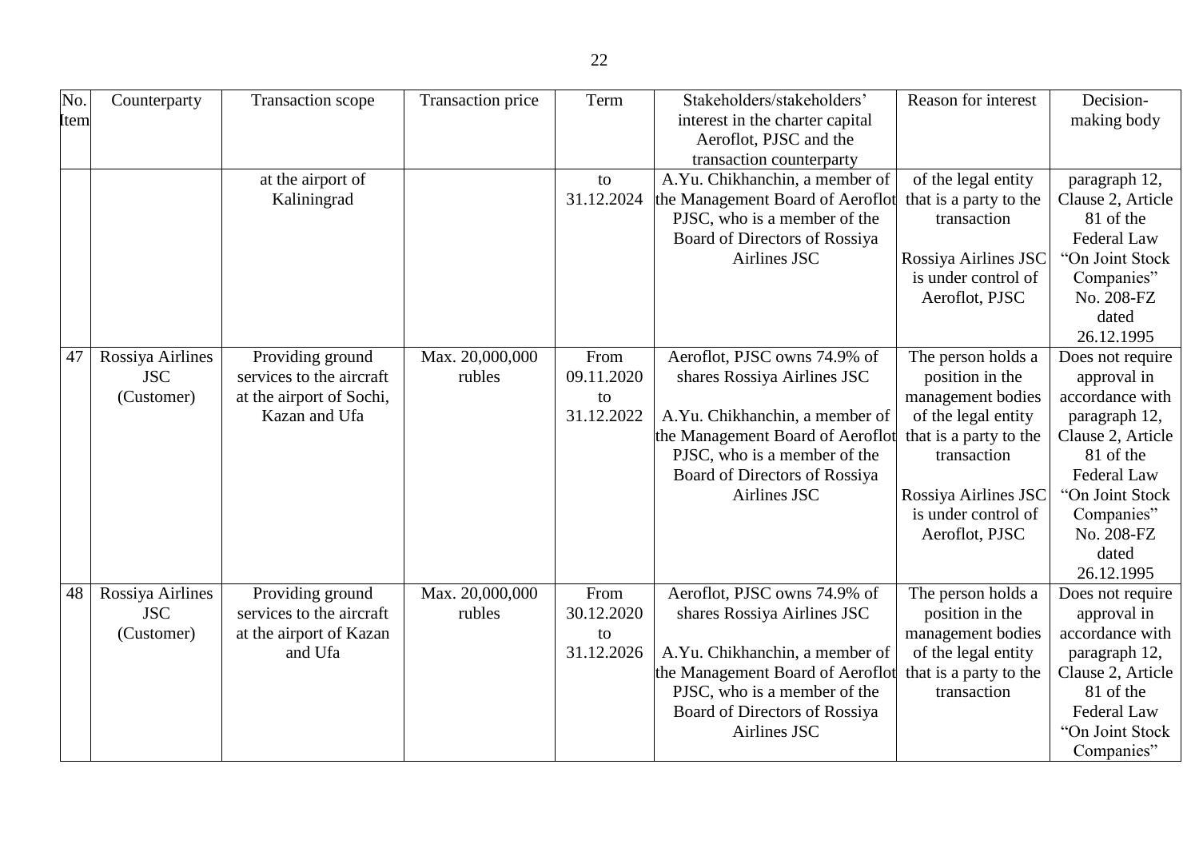| No. Item | Counterparty | Transaction scope | Transaction price | Term | Stakeholders/stakeholders' interest in the charter capital Aeroflot, PJSC and the transaction counterparty | Reason for interest | Decision-making body |
|---|---|---|---|---|---|---|---|
| | | at the airport of Kaliningrad | | to 31.12.2024 | A.Yu. Chikhanchin, a member of the Management Board of Aeroflot PJSC, who is a member of the Board of Directors of Rossiya Airlines JSC | of the legal entity that is a party to the transaction<br><br>Rossiya Airlines JSC is under control of Aeroflot, PJSC | paragraph 12, Clause 2, Article 81 of the Federal Law "On Joint Stock Companies" No. 208-FZ dated 26.12.1995 |
| 47 | Rossiya Airlines JSC (Customer) | Providing ground services to the aircraft at the airport of Sochi, Kazan and Ufa | Max. 20,000,000 rubles | From 09.11.2020 to 31.12.2022 | Aeroflot, PJSC owns 74.9% of shares Rossiya Airlines JSC<br><br>A.Yu. Chikhanchin, a member of the Management Board of Aeroflot PJSC, who is a member of the Board of Directors of Rossiya Airlines JSC | The person holds a position in the management bodies of the legal entity that is a party to the transaction<br><br>Rossiya Airlines JSC is under control of Aeroflot, PJSC | Does not require approval in accordance with paragraph 12, Clause 2, Article 81 of the Federal Law "On Joint Stock Companies" No. 208-FZ dated 26.12.1995 |
| 48 | Rossiya Airlines JSC (Customer) | Providing ground services to the aircraft at the airport of Kazan and Ufa | Max. 20,000,000 rubles | From 30.12.2020 to 31.12.2026 | Aeroflot, PJSC owns 74.9% of shares Rossiya Airlines JSC<br><br>A.Yu. Chikhanchin, a member of the Management Board of Aeroflot PJSC, who is a member of the Board of Directors of Rossiya Airlines JSC | The person holds a position in the management bodies of the legal entity that is a party to the transaction | Does not require approval in accordance with paragraph 12, Clause 2, Article 81 of the Federal Law "On Joint Stock Companies" |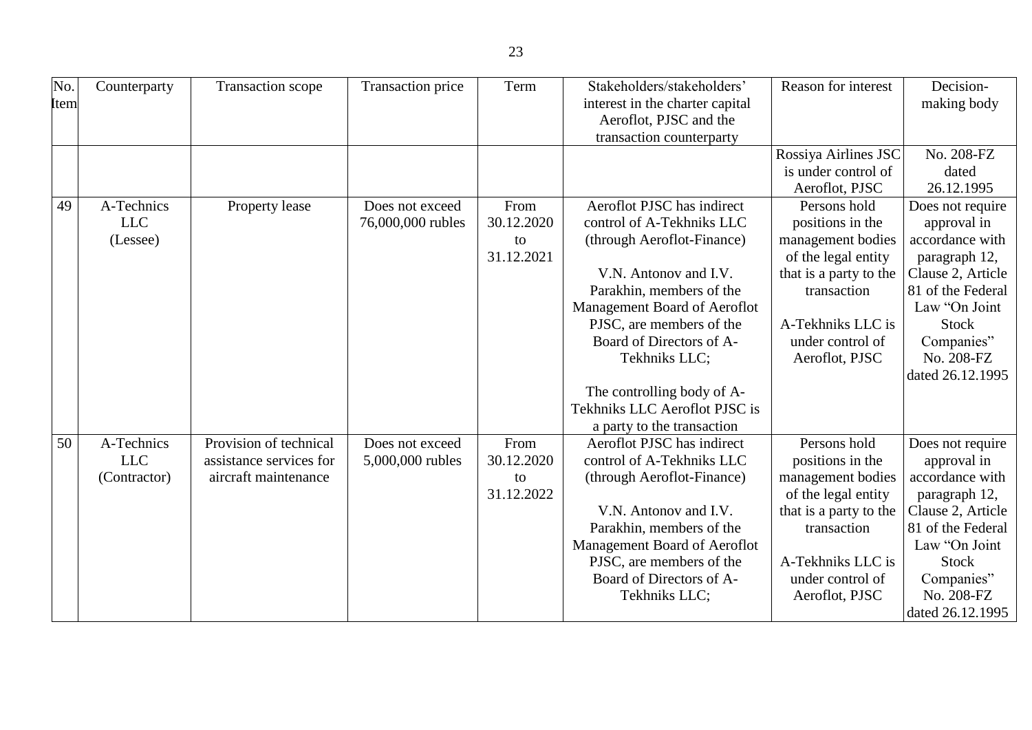| No. Item | Counterparty | Transaction scope | Transaction price | Term | Stakeholders/stakeholders' interest in the charter capital Aeroflot, PJSC and the transaction counterparty | Reason for interest | Decision-making body |
|---|---|---|---|---|---|---|---|
| | | | | | | Rossiya Airlines JSC is under control of Aeroflot, PJSC | No. 208-FZ dated 26.12.1995 |
| 49 | A-Technics LLC (Lessee) | Property lease | Does not exceed 76,000,000 rubles | From 30.12.2020 to 31.12.2021 | Aeroflot PJSC has indirect control of A-Tekhniks LLC (through Aeroflot-Finance)<br><br>V.N. Antonov and I.V. Parakhin, members of the Management Board of Aeroflot PJSC, are members of the Board of Directors of A-Tekhniks LLC;<br><br>The controlling body of A-Tekhniks LLC Aeroflot PJSC is a party to the transaction | Persons hold positions in the management bodies of the legal entity that is a party to the transaction<br><br>A-Tekhniks LLC is under control of Aeroflot, PJSC | Does not require approval in accordance with paragraph 12, Clause 2, Article 81 of the Federal Law "On Joint Stock Companies" No. 208-FZ dated 26.12.1995 |
| 50 | A-Technics LLC (Contractor) | Provision of technical assistance services for aircraft maintenance | Does not exceed 5,000,000 rubles | From 30.12.2020 to 31.12.2022 | Aeroflot PJSC has indirect control of A-Tekhniks LLC (through Aeroflot-Finance)<br><br>V.N. Antonov and I.V. Parakhin, members of the Management Board of Aeroflot PJSC, are members of the Board of Directors of A-Tekhniks LLC; | Persons hold positions in the management bodies of the legal entity that is a party to the transaction<br><br>A-Tekhniks LLC is under control of Aeroflot, PJSC | Does not require approval in accordance with paragraph 12, Clause 2, Article 81 of the Federal Law "On Joint Stock Companies" No. 208-FZ dated 26.12.1995 |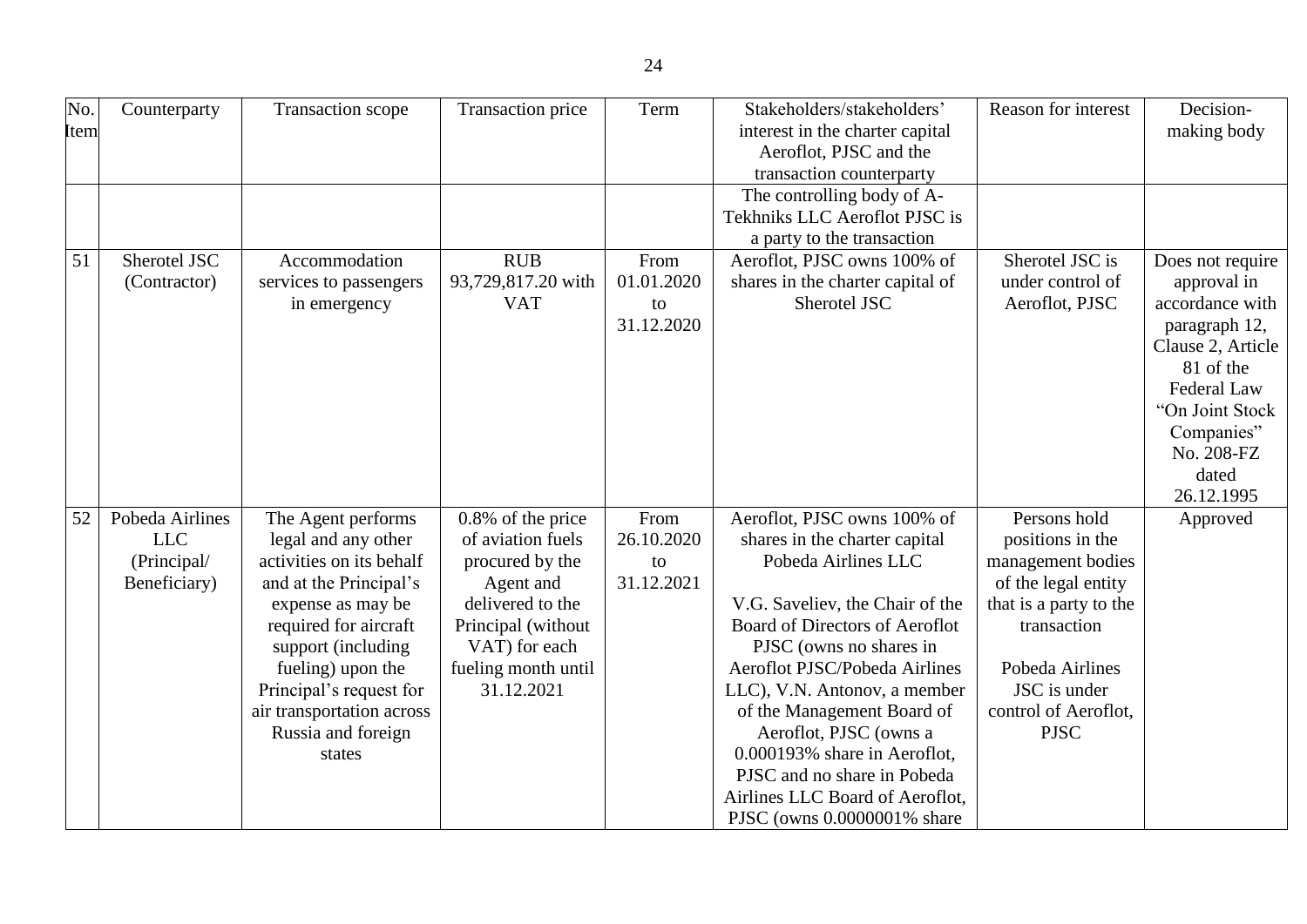| No. Item | Counterparty | Transaction scope | Transaction price | Term | Stakeholders/stakeholders' interest in the charter capital Aeroflot, PJSC and the transaction counterparty | Reason for interest | Decision-making body |
|---|---|---|---|---|---|---|---|
| | | | | | The controlling body of A-Tekhniks LLC Aeroflot PJSC is a party to the transaction | | |
| 51 | Sherotel JSC (Contractor) | Accommodation services to passengers in emergency | RUB 93,729,817.20 with VAT | From 01.01.2020 to 31.12.2020 | Aeroflot, PJSC owns 100% of shares in the charter capital of Sherotel JSC | Sherotel JSC is under control of Aeroflot, PJSC | Does not require approval in accordance with paragraph 12, Clause 2, Article 81 of the Federal Law "On Joint Stock Companies" No. 208-FZ dated 26.12.1995 |
| 52 | Pobeda Airlines LLC (Principal/ Beneficiary) | The Agent performs legal and any other activities on its behalf and at the Principal's expense as may be required for aircraft support (including fueling) upon the Principal's request for air transportation across Russia and foreign states | 0.8% of the price of aviation fuels procured by the Agent and delivered to the Principal (without VAT) for each fueling month until 31.12.2021 | From 26.10.2020 to 31.12.2021 | Aeroflot, PJSC owns 100% of shares in the charter capital Pobeda Airlines LLC<br><br>V.G. Saveliev, the Chair of the Board of Directors of Aeroflot PJSC (owns no shares in Aeroflot PJSC/Pobeda Airlines LLC), V.N. Antonov, a member of the Management Board of Aeroflot, PJSC (owns a 0.000193% share in Aeroflot, PJSC and no share in Pobeda Airlines LLC Board of Aeroflot, PJSC (owns 0.0000001% share | Persons hold positions in the management bodies of the legal entity that is a party to the transaction<br><br>Pobeda Airlines JSC is under control of Aeroflot, PJSC | Approved |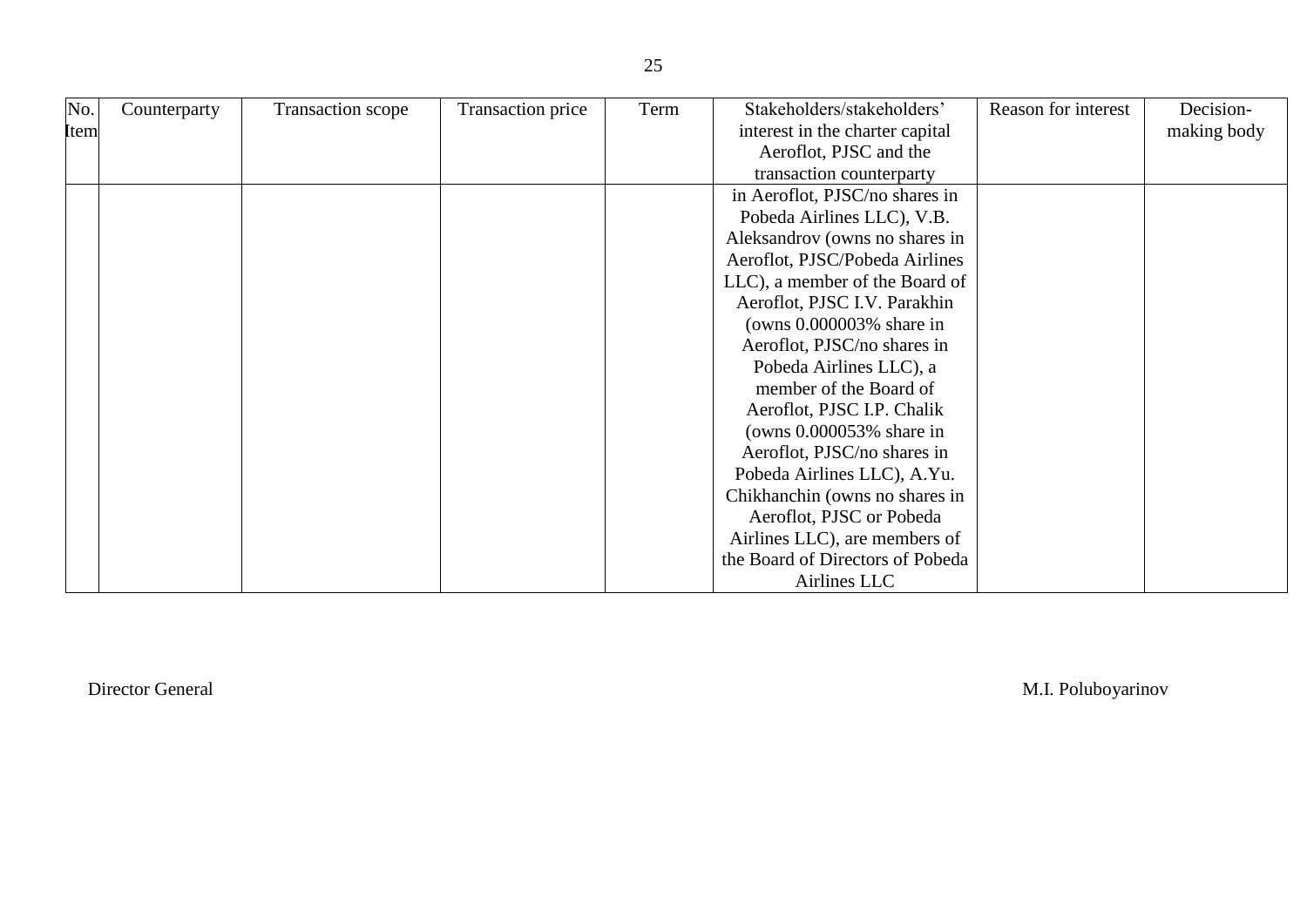| No. Item | Counterparty | Transaction scope | Transaction price | Term | Stakeholders/stakeholders' interest in the charter capital Aeroflot, PJSC and the transaction counterparty | Reason for interest | Decision-making body |
|---|---|---|---|---|---|---|---|
| | | | | | in Aeroflot, PJSC/no shares in Pobeda Airlines LLC), V.B. Aleksandrov (owns no shares in Aeroflot, PJSC/Pobeda Airlines LLC), a member of the Board of Aeroflot, PJSC I.V. Parakhin (owns 0.000003% share in Aeroflot, PJSC/no shares in Pobeda Airlines LLC), a member of the Board of Aeroflot, PJSC I.P. Chalik (owns 0.000053% share in Aeroflot, PJSC/no shares in Pobeda Airlines LLC), A.Yu. Chikhanchin (owns no shares in Aeroflot, PJSC or Pobeda Airlines LLC), are members of the Board of Directors of Pobeda Airlines LLC | | |

Director General M.I. Poluboyarinov